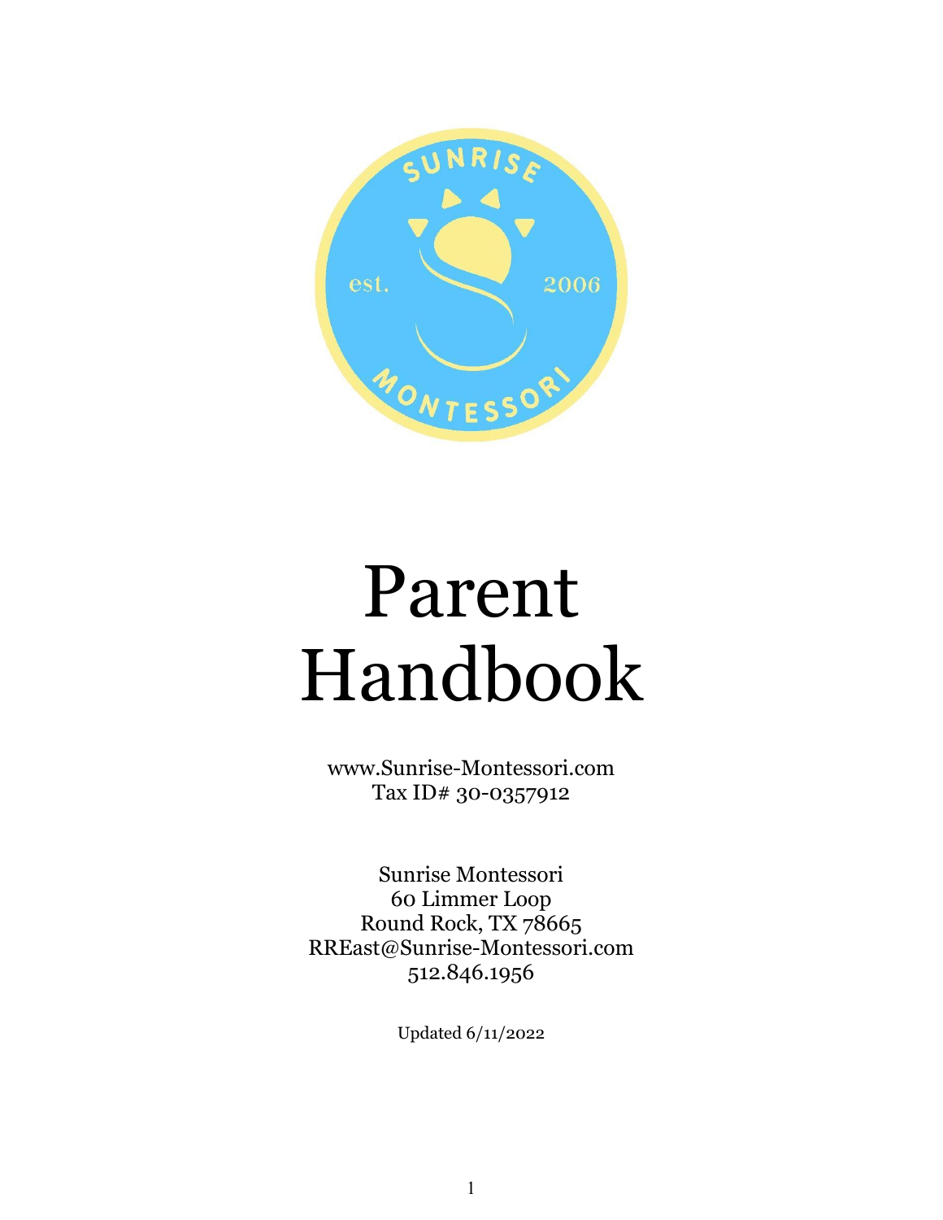# Parent Handbook

www.Sunrise-Montessori.com
Tax ID# 30-0357912

Sunrise Montessori
60 Limmer Loop
Round Rock, TX 78665
RREast@Sunrise-Montessori.com
512.846.1956

Updated 6/11/2022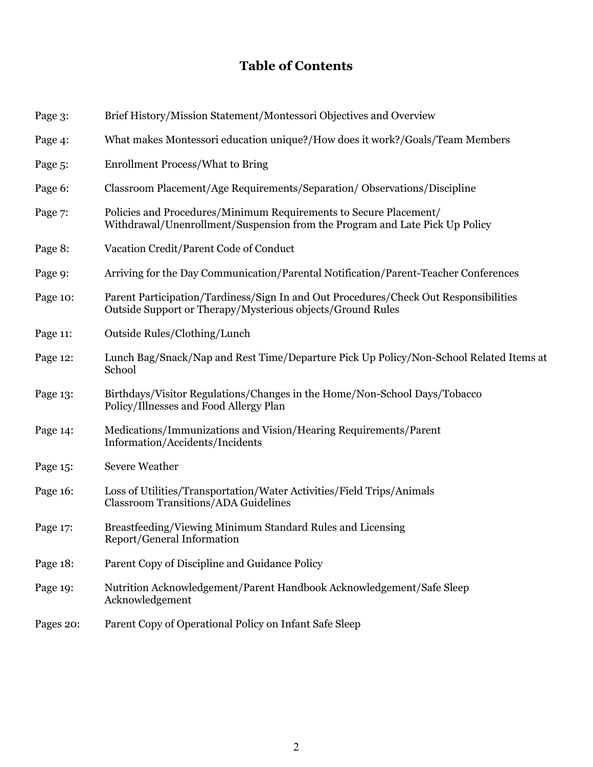# Table of Contents

| | |
|---|---|
| Page 3: | Brief History/Mission Statement/Montessori Objectives and Overview |
| Page 4: | What makes Montessori education unique?/How does it work?/Goals/Team Members |
| Page 5: | Enrollment Process/What to Bring |
| Page 6: | Classroom Placement/Age Requirements/Separation/ Observations/Discipline |
| Page 7: | Policies and Procedures/Minimum Requirements to Secure Placement/ Withdrawal/Unenrollment/Suspension from the Program and Late Pick Up Policy |
| Page 8: | Vacation Credit/Parent Code of Conduct |
| Page 9: | Arriving for the Day Communication/Parental Notification/Parent-Teacher Conferences |
| Page 10: | Parent Participation/Tardiness/Sign In and Out Procedures/Check Out Responsibilities Outside Support or Therapy/Mysterious objects/Ground Rules |
| Page 11: | Outside Rules/Clothing/Lunch |
| Page 12: | Lunch Bag/Snack/Nap and Rest Time/Departure Pick Up Policy/Non-School Related Items at School |
| Page 13: | Birthdays/Visitor Regulations/Changes in the Home/Non-School Days/Tobacco Policy/Illnesses and Food Allergy Plan |
| Page 14: | Medications/Immunizations and Vision/Hearing Requirements/Parent Information/Accidents/Incidents |
| Page 15: | Severe Weather |
| Page 16: | Loss of Utilities/Transportation/Water Activities/Field Trips/Animals Classroom Transitions/ADA Guidelines |
| Page 17: | Breastfeeding/Viewing Minimum Standard Rules and Licensing Report/General Information |
| Page 18: | Parent Copy of Discipline and Guidance Policy |
| Page 19: | Nutrition Acknowledgement/Parent Handbook Acknowledgement/Safe Sleep Acknowledgement |
| Pages 20: | Parent Copy of Operational Policy on Infant Safe Sleep |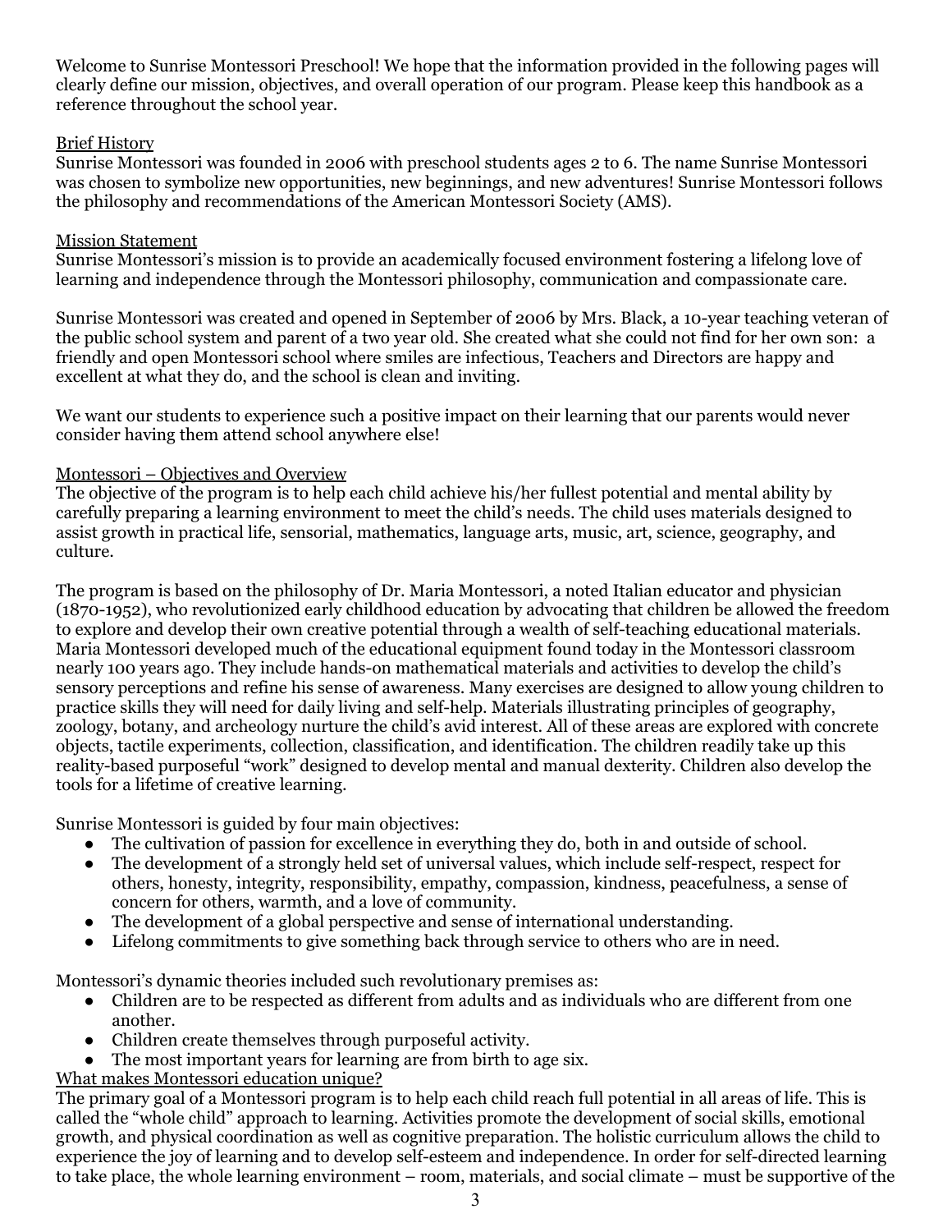Welcome to Sunrise Montessori Preschool! We hope that the information provided in the following pages will clearly define our mission, objectives, and overall operation of our program. Please keep this handbook as a reference throughout the school year.

## Brief History

Sunrise Montessori was founded in 2006 with preschool students ages 2 to 6. The name Sunrise Montessori was chosen to symbolize new opportunities, new beginnings, and new adventures! Sunrise Montessori follows the philosophy and recommendations of the American Montessori Society (AMS).

## Mission Statement

Sunrise Montessori's mission is to provide an academically focused environment fostering a lifelong love of learning and independence through the Montessori philosophy, communication and compassionate care.

Sunrise Montessori was created and opened in September of 2006 by Mrs. Black, a 10-year teaching veteran of the public school system and parent of a two year old. She created what she could not find for her own son: a friendly and open Montessori school where smiles are infectious, Teachers and Directors are happy and excellent at what they do, and the school is clean and inviting.

We want our students to experience such a positive impact on their learning that our parents would never consider having them attend school anywhere else!

## Montessori – Objectives and Overview

The objective of the program is to help each child achieve his/her fullest potential and mental ability by carefully preparing a learning environment to meet the child's needs. The child uses materials designed to assist growth in practical life, sensorial, mathematics, language arts, music, art, science, geography, and culture.

The program is based on the philosophy of Dr. Maria Montessori, a noted Italian educator and physician (1870-1952), who revolutionized early childhood education by advocating that children be allowed the freedom to explore and develop their own creative potential through a wealth of self-teaching educational materials. Maria Montessori developed much of the educational equipment found today in the Montessori classroom nearly 100 years ago. They include hands-on mathematical materials and activities to develop the child's sensory perceptions and refine his sense of awareness. Many exercises are designed to allow young children to practice skills they will need for daily living and self-help. Materials illustrating principles of geography, zoology, botany, and archeology nurture the child's avid interest. All of these areas are explored with concrete objects, tactile experiments, collection, classification, and identification. The children readily take up this reality-based purposeful "work" designed to develop mental and manual dexterity. Children also develop the tools for a lifetime of creative learning.

Sunrise Montessori is guided by four main objectives:

- The cultivation of passion for excellence in everything they do, both in and outside of school.
- The development of a strongly held set of universal values, which include self-respect, respect for others, honesty, integrity, responsibility, empathy, compassion, kindness, peacefulness, a sense of concern for others, warmth, and a love of community.
- The development of a global perspective and sense of international understanding.
- Lifelong commitments to give something back through service to others who are in need.

Montessori's dynamic theories included such revolutionary premises as:

- Children are to be respected as different from adults and as individuals who are different from one another.
- Children create themselves through purposeful activity.
- The most important years for learning are from birth to age six.

## What makes Montessori education unique?

The primary goal of a Montessori program is to help each child reach full potential in all areas of life. This is called the "whole child" approach to learning. Activities promote the development of social skills, emotional growth, and physical coordination as well as cognitive preparation. The holistic curriculum allows the child to experience the joy of learning and to develop self-esteem and independence. In order for self-directed learning to take place, the whole learning environment – room, materials, and social climate – must be supportive of the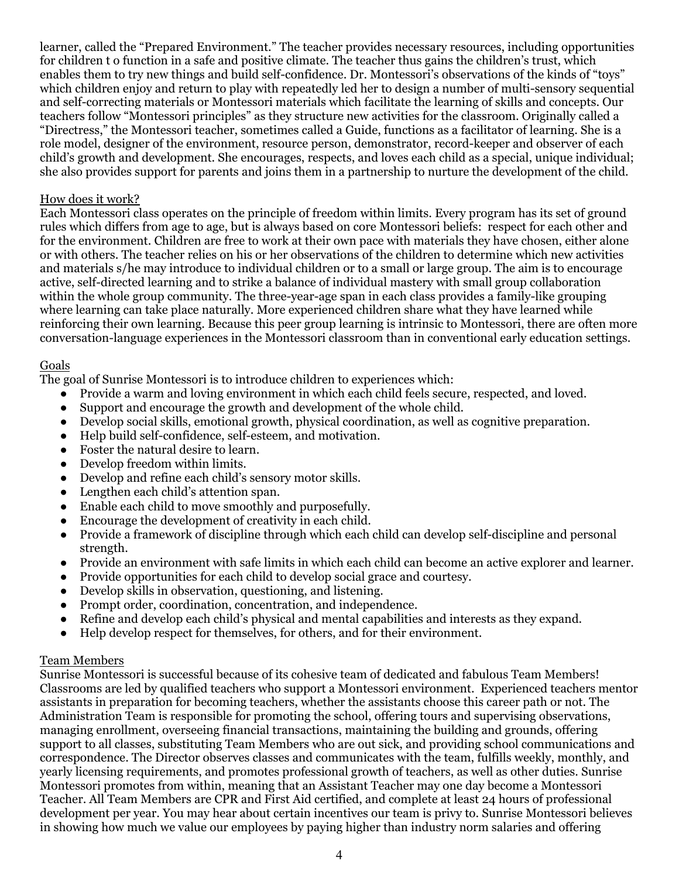learner, called the "Prepared Environment." The teacher provides necessary resources, including opportunities for children t o function in a safe and positive climate. The teacher thus gains the children's trust, which enables them to try new things and build self-confidence. Dr. Montessori's observations of the kinds of "toys" which children enjoy and return to play with repeatedly led her to design a number of multi-sensory sequential and self-correcting materials or Montessori materials which facilitate the learning of skills and concepts. Our teachers follow "Montessori principles" as they structure new activities for the classroom. Originally called a "Directress," the Montessori teacher, sometimes called a Guide, functions as a facilitator of learning. She is a role model, designer of the environment, resource person, demonstrator, record-keeper and observer of each child's growth and development. She encourages, respects, and loves each child as a special, unique individual; she also provides support for parents and joins them in a partnership to nurture the development of the child.

## How does it work?

Each Montessori class operates on the principle of freedom within limits. Every program has its set of ground rules which differs from age to age, but is always based on core Montessori beliefs: respect for each other and for the environment. Children are free to work at their own pace with materials they have chosen, either alone or with others. The teacher relies on his or her observations of the children to determine which new activities and materials s/he may introduce to individual children or to a small or large group. The aim is to encourage active, self-directed learning and to strike a balance of individual mastery with small group collaboration within the whole group community. The three-year-age span in each class provides a family-like grouping where learning can take place naturally. More experienced children share what they have learned while reinforcing their own learning. Because this peer group learning is intrinsic to Montessori, there are often more conversation-language experiences in the Montessori classroom than in conventional early education settings.

## Goals

The goal of Sunrise Montessori is to introduce children to experiences which:

- Provide a warm and loving environment in which each child feels secure, respected, and loved.
- Support and encourage the growth and development of the whole child.
- Develop social skills, emotional growth, physical coordination, as well as cognitive preparation.
- Help build self-confidence, self-esteem, and motivation.
- Foster the natural desire to learn.
- Develop freedom within limits.
- Develop and refine each child's sensory motor skills.
- Lengthen each child's attention span.
- Enable each child to move smoothly and purposefully.
- Encourage the development of creativity in each child.
- Provide a framework of discipline through which each child can develop self-discipline and personal strength.
- Provide an environment with safe limits in which each child can become an active explorer and learner.
- Provide opportunities for each child to develop social grace and courtesy.
- Develop skills in observation, questioning, and listening.
- Prompt order, coordination, concentration, and independence.
- Refine and develop each child's physical and mental capabilities and interests as they expand.
- Help develop respect for themselves, for others, and for their environment.

## Team Members

Sunrise Montessori is successful because of its cohesive team of dedicated and fabulous Team Members! Classrooms are led by qualified teachers who support a Montessori environment. Experienced teachers mentor assistants in preparation for becoming teachers, whether the assistants choose this career path or not. The Administration Team is responsible for promoting the school, offering tours and supervising observations, managing enrollment, overseeing financial transactions, maintaining the building and grounds, offering support to all classes, substituting Team Members who are out sick, and providing school communications and correspondence. The Director observes classes and communicates with the team, fulfills weekly, monthly, and yearly licensing requirements, and promotes professional growth of teachers, as well as other duties. Sunrise Montessori promotes from within, meaning that an Assistant Teacher may one day become a Montessori Teacher. All Team Members are CPR and First Aid certified, and complete at least 24 hours of professional development per year. You may hear about certain incentives our team is privy to. Sunrise Montessori believes in showing how much we value our employees by paying higher than industry norm salaries and offering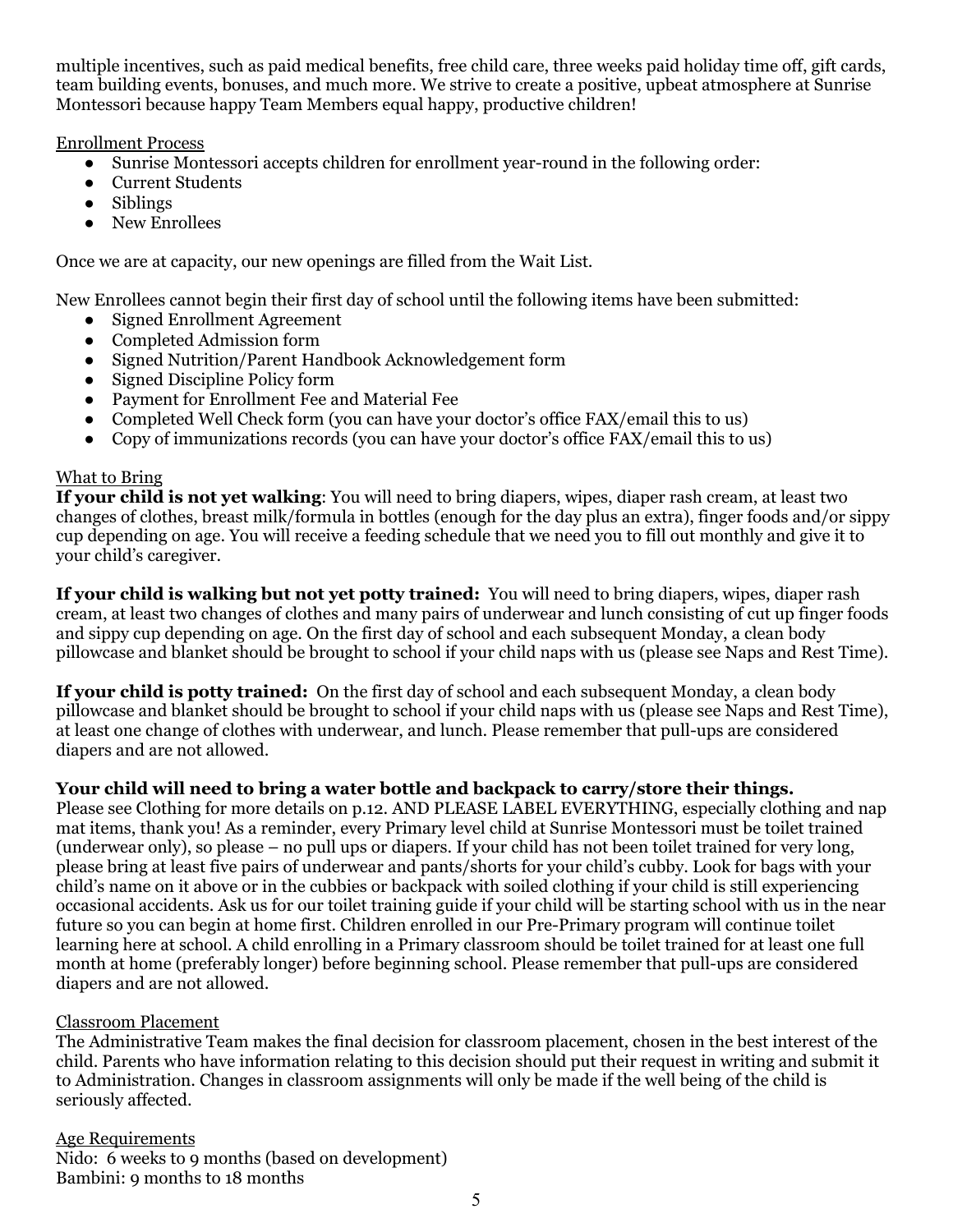multiple incentives, such as paid medical benefits, free child care, three weeks paid holiday time off, gift cards, team building events, bonuses, and much more. We strive to create a positive, upbeat atmosphere at Sunrise Montessori because happy Team Members equal happy, productive children!

## Enrollment Process

- Sunrise Montessori accepts children for enrollment year-round in the following order:
- Current Students
- Siblings
- New Enrollees

Once we are at capacity, our new openings are filled from the Wait List.

New Enrollees cannot begin their first day of school until the following items have been submitted:

- Signed Enrollment Agreement
- Completed Admission form
- Signed Nutrition/Parent Handbook Acknowledgement form
- Signed Discipline Policy form
- Payment for Enrollment Fee and Material Fee
- Completed Well Check form (you can have your doctor's office FAX/email this to us)
- Copy of immunizations records (you can have your doctor's office FAX/email this to us)

## What to Bring

**If your child is not yet walking**: You will need to bring diapers, wipes, diaper rash cream, at least two changes of clothes, breast milk/formula in bottles (enough for the day plus an extra), finger foods and/or sippy cup depending on age. You will receive a feeding schedule that we need you to fill out monthly and give it to your child's caregiver.

**If your child is walking but not yet potty trained:** You will need to bring diapers, wipes, diaper rash cream, at least two changes of clothes and many pairs of underwear and lunch consisting of cut up finger foods and sippy cup depending on age. On the first day of school and each subsequent Monday, a clean body pillowcase and blanket should be brought to school if your child naps with us (please see Naps and Rest Time).

**If your child is potty trained:** On the first day of school and each subsequent Monday, a clean body pillowcase and blanket should be brought to school if your child naps with us (please see Naps and Rest Time), at least one change of clothes with underwear, and lunch. Please remember that pull-ups are considered diapers and are not allowed.

**Your child will need to bring a water bottle and backpack to carry/store their things.**

Please see Clothing for more details on p.12. AND PLEASE LABEL EVERYTHING, especially clothing and nap mat items, thank you! As a reminder, every Primary level child at Sunrise Montessori must be toilet trained (underwear only), so please – no pull ups or diapers. If your child has not been toilet trained for very long, please bring at least five pairs of underwear and pants/shorts for your child's cubby. Look for bags with your child's name on it above or in the cubbies or backpack with soiled clothing if your child is still experiencing occasional accidents. Ask us for our toilet training guide if your child will be starting school with us in the near future so you can begin at home first. Children enrolled in our Pre-Primary program will continue toilet learning here at school. A child enrolling in a Primary classroom should be toilet trained for at least one full month at home (preferably longer) before beginning school. Please remember that pull-ups are considered diapers and are not allowed.

## Classroom Placement

The Administrative Team makes the final decision for classroom placement, chosen in the best interest of the child. Parents who have information relating to this decision should put their request in writing and submit it to Administration. Changes in classroom assignments will only be made if the well being of the child is seriously affected.

## Age Requirements

Nido: 6 weeks to 9 months (based on development)
Bambini: 9 months to 18 months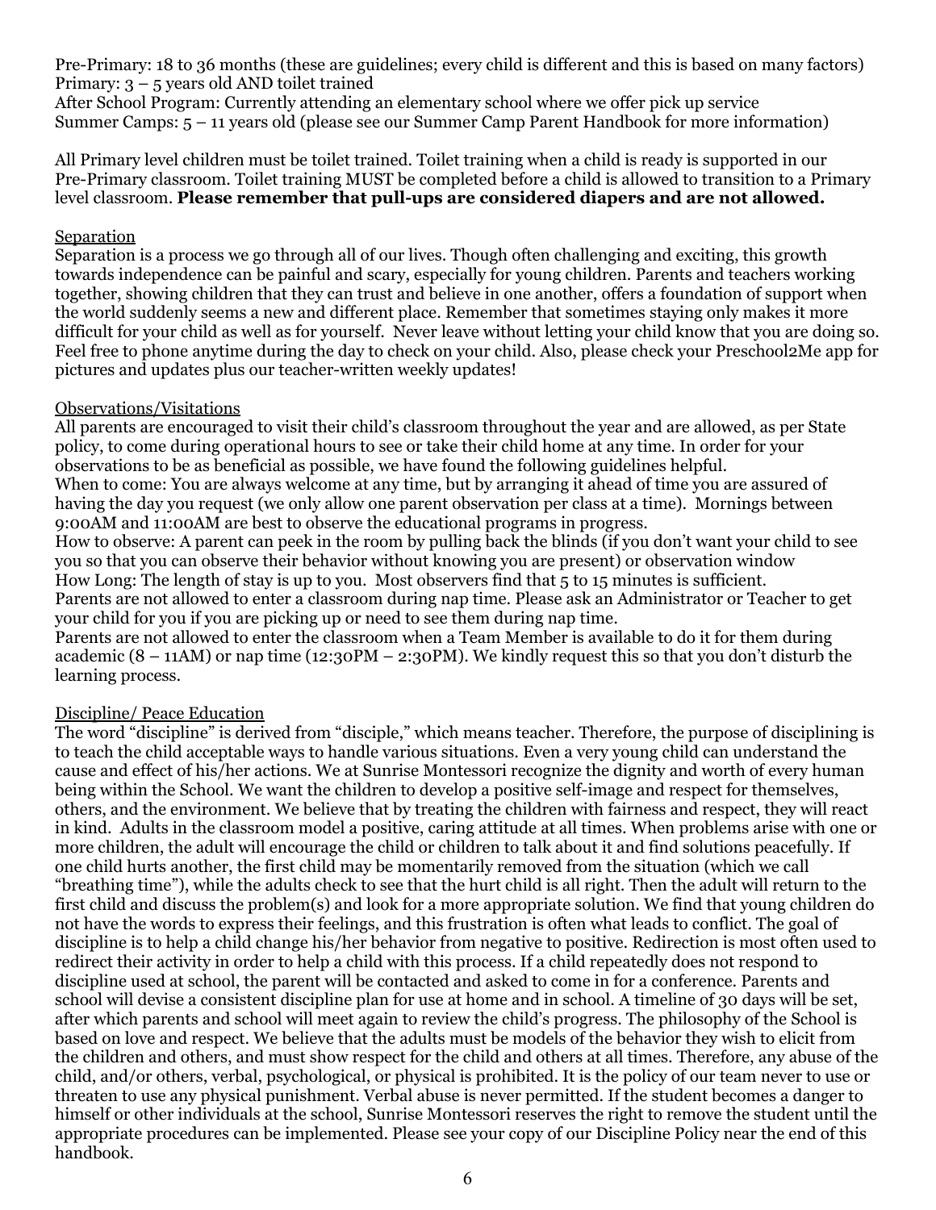Pre-Primary: 18 to 36 months (these are guidelines; every child is different and this is based on many factors)
Primary: 3 – 5 years old AND toilet trained
After School Program: Currently attending an elementary school where we offer pick up service
Summer Camps: 5 – 11 years old (please see our Summer Camp Parent Handbook for more information)

All Primary level children must be toilet trained. Toilet training when a child is ready is supported in our Pre-Primary classroom. Toilet training MUST be completed before a child is allowed to transition to a Primary level classroom. **Please remember that pull-ups are considered diapers and are not allowed.**

<u>Separation</u>

Separation is a process we go through all of our lives. Though often challenging and exciting, this growth towards independence can be painful and scary, especially for young children. Parents and teachers working together, showing children that they can trust and believe in one another, offers a foundation of support when the world suddenly seems a new and different place. Remember that sometimes staying only makes it more difficult for your child as well as for yourself. Never leave without letting your child know that you are doing so. Feel free to phone anytime during the day to check on your child. Also, please check your Preschool2Me app for pictures and updates plus our teacher-written weekly updates!

<u>Observations/Visitations</u>

All parents are encouraged to visit their child's classroom throughout the year and are allowed, as per State policy, to come during operational hours to see or take their child home at any time. In order for your observations to be as beneficial as possible, we have found the following guidelines helpful.
When to come: You are always welcome at any time, but by arranging it ahead of time you are assured of having the day you request (we only allow one parent observation per class at a time). Mornings between 9:00AM and 11:00AM are best to observe the educational programs in progress.
How to observe: A parent can peek in the room by pulling back the blinds (if you don't want your child to see you so that you can observe their behavior without knowing you are present) or observation window
How Long: The length of stay is up to you. Most observers find that 5 to 15 minutes is sufficient.
Parents are not allowed to enter a classroom during nap time. Please ask an Administrator or Teacher to get your child for you if you are picking up or need to see them during nap time.
Parents are not allowed to enter the classroom when a Team Member is available to do it for them during academic (8 – 11AM) or nap time (12:30PM – 2:30PM). We kindly request this so that you don't disturb the learning process.

<u>Discipline/ Peace Education</u>

The word "discipline" is derived from "disciple," which means teacher. Therefore, the purpose of disciplining is to teach the child acceptable ways to handle various situations. Even a very young child can understand the cause and effect of his/her actions. We at Sunrise Montessori recognize the dignity and worth of every human being within the School. We want the children to develop a positive self-image and respect for themselves, others, and the environment. We believe that by treating the children with fairness and respect, they will react in kind. Adults in the classroom model a positive, caring attitude at all times. When problems arise with one or more children, the adult will encourage the child or children to talk about it and find solutions peacefully. If one child hurts another, the first child may be momentarily removed from the situation (which we call "breathing time"), while the adults check to see that the hurt child is all right. Then the adult will return to the first child and discuss the problem(s) and look for a more appropriate solution. We find that young children do not have the words to express their feelings, and this frustration is often what leads to conflict. The goal of discipline is to help a child change his/her behavior from negative to positive. Redirection is most often used to redirect their activity in order to help a child with this process. If a child repeatedly does not respond to discipline used at school, the parent will be contacted and asked to come in for a conference. Parents and school will devise a consistent discipline plan for use at home and in school. A timeline of 30 days will be set, after which parents and school will meet again to review the child's progress. The philosophy of the School is based on love and respect. We believe that the adults must be models of the behavior they wish to elicit from the children and others, and must show respect for the child and others at all times. Therefore, any abuse of the child, and/or others, verbal, psychological, or physical is prohibited. It is the policy of our team never to use or threaten to use any physical punishment. Verbal abuse is never permitted. If the student becomes a danger to himself or other individuals at the school, Sunrise Montessori reserves the right to remove the student until the appropriate procedures can be implemented. Please see your copy of our Discipline Policy near the end of this handbook.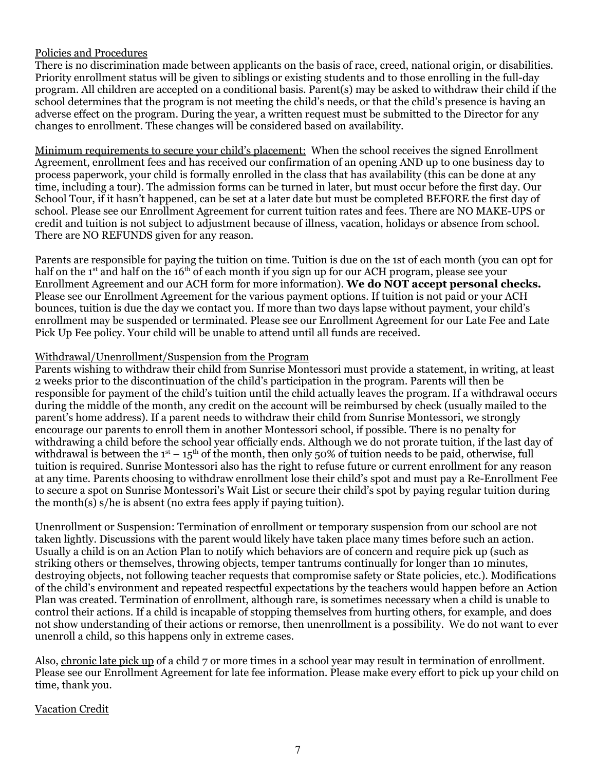Policies and Procedures

There is no discrimination made between applicants on the basis of race, creed, national origin, or disabilities. Priority enrollment status will be given to siblings or existing students and to those enrolling in the full-day program. All children are accepted on a conditional basis. Parent(s) may be asked to withdraw their child if the school determines that the program is not meeting the child's needs, or that the child's presence is having an adverse effect on the program. During the year, a written request must be submitted to the Director for any changes to enrollment. These changes will be considered based on availability.

Minimum requirements to secure your child's placement: When the school receives the signed Enrollment Agreement, enrollment fees and has received our confirmation of an opening AND up to one business day to process paperwork, your child is formally enrolled in the class that has availability (this can be done at any time, including a tour). The admission forms can be turned in later, but must occur before the first day. Our School Tour, if it hasn't happened, can be set at a later date but must be completed BEFORE the first day of school. Please see our Enrollment Agreement for current tuition rates and fees. There are NO MAKE-UPS or credit and tuition is not subject to adjustment because of illness, vacation, holidays or absence from school. There are NO REFUNDS given for any reason.

Parents are responsible for paying the tuition on time. Tuition is due on the 1st of each month (you can opt for half on the 1st and half on the 16th of each month if you sign up for our ACH program, please see your Enrollment Agreement and our ACH form for more information). **We do NOT accept personal checks.** Please see our Enrollment Agreement for the various payment options. If tuition is not paid or your ACH bounces, tuition is due the day we contact you. If more than two days lapse without payment, your child's enrollment may be suspended or terminated. Please see our Enrollment Agreement for our Late Fee and Late Pick Up Fee policy. Your child will be unable to attend until all funds are received.

Withdrawal/Unenrollment/Suspension from the Program

Parents wishing to withdraw their child from Sunrise Montessori must provide a statement, in writing, at least 2 weeks prior to the discontinuation of the child's participation in the program. Parents will then be responsible for payment of the child's tuition until the child actually leaves the program. If a withdrawal occurs during the middle of the month, any credit on the account will be reimbursed by check (usually mailed to the parent's home address). If a parent needs to withdraw their child from Sunrise Montessori, we strongly encourage our parents to enroll them in another Montessori school, if possible. There is no penalty for withdrawing a child before the school year officially ends. Although we do not prorate tuition, if the last day of withdrawal is between the 1st – 15th of the month, then only 50% of tuition needs to be paid, otherwise, full tuition is required. Sunrise Montessori also has the right to refuse future or current enrollment for any reason at any time. Parents choosing to withdraw enrollment lose their child's spot and must pay a Re-Enrollment Fee to secure a spot on Sunrise Montessori's Wait List or secure their child's spot by paying regular tuition during the month(s) s/he is absent (no extra fees apply if paying tuition).

Unenrollment or Suspension: Termination of enrollment or temporary suspension from our school are not taken lightly. Discussions with the parent would likely have taken place many times before such an action. Usually a child is on an Action Plan to notify which behaviors are of concern and require pick up (such as striking others or themselves, throwing objects, temper tantrums continually for longer than 10 minutes, destroying objects, not following teacher requests that compromise safety or State policies, etc.). Modifications of the child's environment and repeated respectful expectations by the teachers would happen before an Action Plan was created. Termination of enrollment, although rare, is sometimes necessary when a child is unable to control their actions. If a child is incapable of stopping themselves from hurting others, for example, and does not show understanding of their actions or remorse, then unenrollment is a possibility. We do not want to ever unenroll a child, so this happens only in extreme cases.

Also, chronic late pick up of a child 7 or more times in a school year may result in termination of enrollment. Please see our Enrollment Agreement for late fee information. Please make every effort to pick up your child on time, thank you.

Vacation Credit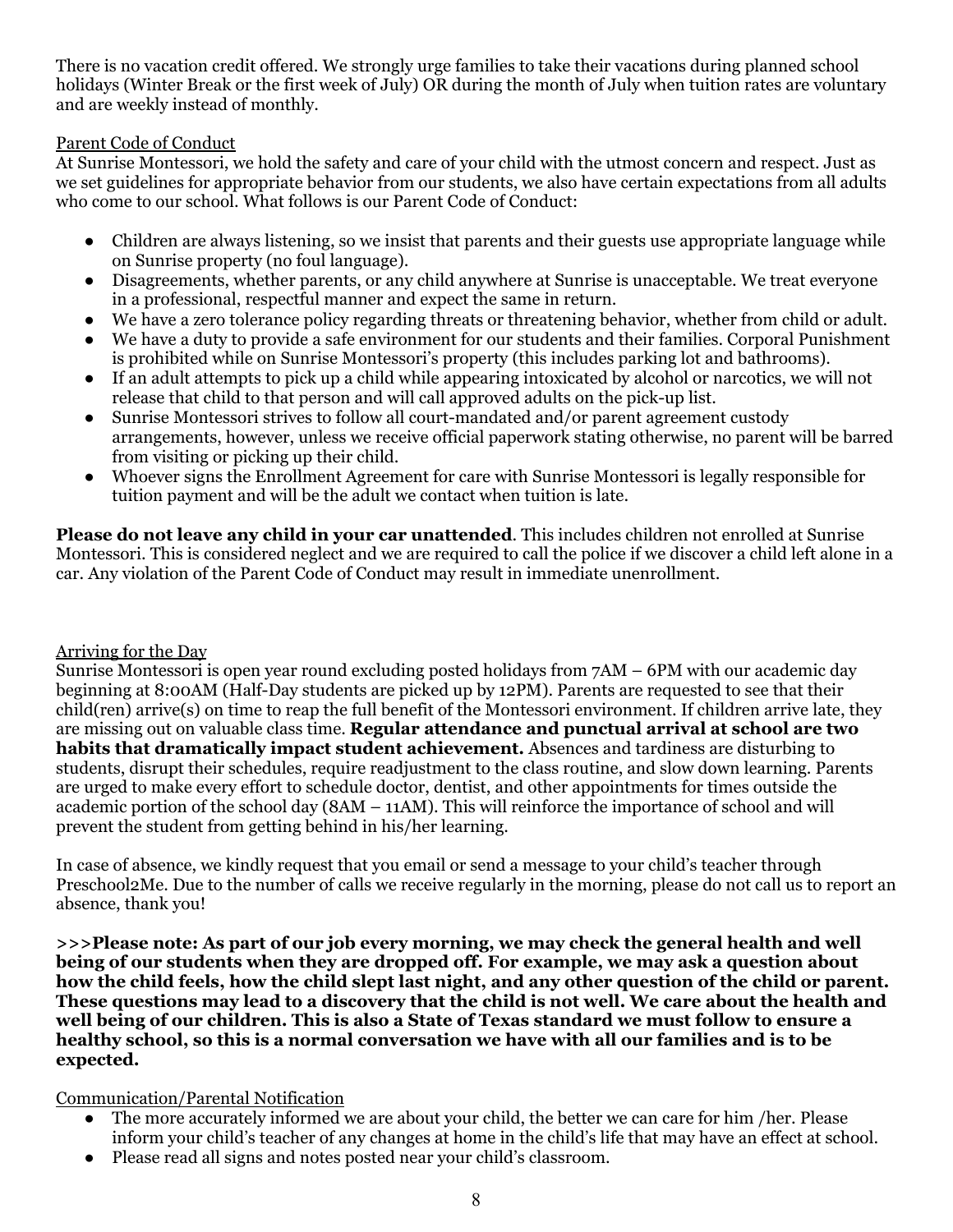There is no vacation credit offered. We strongly urge families to take their vacations during planned school holidays (Winter Break or the first week of July) OR during the month of July when tuition rates are voluntary and are weekly instead of monthly.

## Parent Code of Conduct

At Sunrise Montessori, we hold the safety and care of your child with the utmost concern and respect. Just as we set guidelines for appropriate behavior from our students, we also have certain expectations from all adults who come to our school. What follows is our Parent Code of Conduct:

- Children are always listening, so we insist that parents and their guests use appropriate language while on Sunrise property (no foul language).
- Disagreements, whether parents, or any child anywhere at Sunrise is unacceptable. We treat everyone in a professional, respectful manner and expect the same in return.
- We have a zero tolerance policy regarding threats or threatening behavior, whether from child or adult.
- We have a duty to provide a safe environment for our students and their families. Corporal Punishment is prohibited while on Sunrise Montessori's property (this includes parking lot and bathrooms).
- If an adult attempts to pick up a child while appearing intoxicated by alcohol or narcotics, we will not release that child to that person and will call approved adults on the pick-up list.
- Sunrise Montessori strives to follow all court-mandated and/or parent agreement custody arrangements, however, unless we receive official paperwork stating otherwise, no parent will be barred from visiting or picking up their child.
- Whoever signs the Enrollment Agreement for care with Sunrise Montessori is legally responsible for tuition payment and will be the adult we contact when tuition is late.

**Please do not leave any child in your car unattended**. This includes children not enrolled at Sunrise Montessori. This is considered neglect and we are required to call the police if we discover a child left alone in a car. Any violation of the Parent Code of Conduct may result in immediate unenrollment.

## Arriving for the Day

Sunrise Montessori is open year round excluding posted holidays from 7AM – 6PM with our academic day beginning at 8:00AM (Half-Day students are picked up by 12PM). Parents are requested to see that their child(ren) arrive(s) on time to reap the full benefit of the Montessori environment. If children arrive late, they are missing out on valuable class time. **Regular attendance and punctual arrival at school are two habits that dramatically impact student achievement.** Absences and tardiness are disturbing to students, disrupt their schedules, require readjustment to the class routine, and slow down learning. Parents are urged to make every effort to schedule doctor, dentist, and other appointments for times outside the academic portion of the school day (8AM – 11AM). This will reinforce the importance of school and will prevent the student from getting behind in his/her learning.

In case of absence, we kindly request that you email or send a message to your child's teacher through Preschool2Me. Due to the number of calls we receive regularly in the morning, please do not call us to report an absence, thank you!

**>>>Please note: As part of our job every morning, we may check the general health and well being of our students when they are dropped off. For example, we may ask a question about how the child feels, how the child slept last night, and any other question of the child or parent. These questions may lead to a discovery that the child is not well. We care about the health and well being of our children. This is also a State of Texas standard we must follow to ensure a healthy school, so this is a normal conversation we have with all our families and is to be expected.**

## Communication/Parental Notification

- The more accurately informed we are about your child, the better we can care for him /her. Please inform your child's teacher of any changes at home in the child's life that may have an effect at school.
- Please read all signs and notes posted near your child's classroom.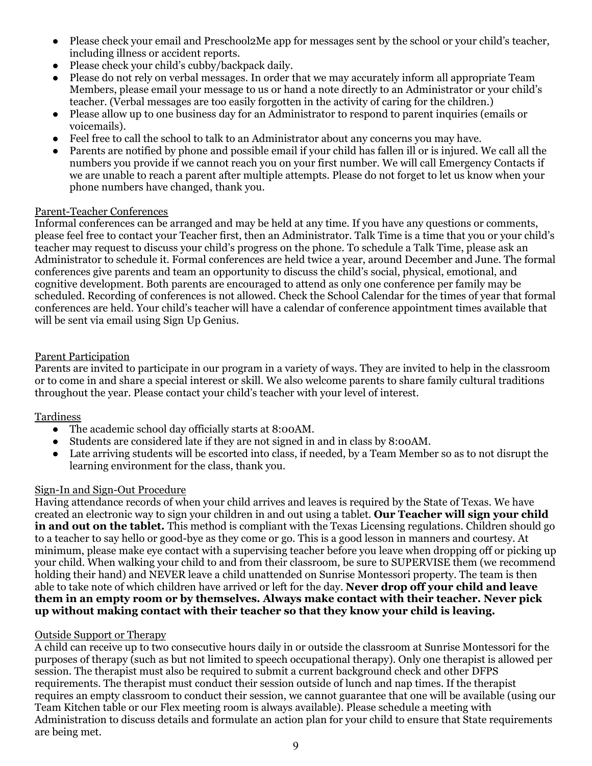- Please check your email and Preschool2Me app for messages sent by the school or your child's teacher, including illness or accident reports.
- Please check your child's cubby/backpack daily.
- Please do not rely on verbal messages. In order that we may accurately inform all appropriate Team Members, please email your message to us or hand a note directly to an Administrator or your child's teacher. (Verbal messages are too easily forgotten in the activity of caring for the children.)
- Please allow up to one business day for an Administrator to respond to parent inquiries (emails or voicemails).
- Feel free to call the school to talk to an Administrator about any concerns you may have.
- Parents are notified by phone and possible email if your child has fallen ill or is injured. We call all the numbers you provide if we cannot reach you on your first number. We will call Emergency Contacts if we are unable to reach a parent after multiple attempts. Please do not forget to let us know when your phone numbers have changed, thank you.

<u>Parent-Teacher Conferences</u>

Informal conferences can be arranged and may be held at any time. If you have any questions or comments, please feel free to contact your Teacher first, then an Administrator. Talk Time is a time that you or your child's teacher may request to discuss your child's progress on the phone. To schedule a Talk Time, please ask an Administrator to schedule it. Formal conferences are held twice a year, around December and June. The formal conferences give parents and team an opportunity to discuss the child's social, physical, emotional, and cognitive development. Both parents are encouraged to attend as only one conference per family may be scheduled. Recording of conferences is not allowed. Check the School Calendar for the times of year that formal conferences are held. Your child's teacher will have a calendar of conference appointment times available that will be sent via email using Sign Up Genius.

<u>Parent Participation</u>

Parents are invited to participate in our program in a variety of ways. They are invited to help in the classroom or to come in and share a special interest or skill. We also welcome parents to share family cultural traditions throughout the year. Please contact your child's teacher with your level of interest.

<u>Tardiness</u>

- The academic school day officially starts at 8:00AM.
- Students are considered late if they are not signed in and in class by 8:00AM.
- Late arriving students will be escorted into class, if needed, by a Team Member so as to not disrupt the learning environment for the class, thank you.

<u>Sign-In and Sign-Out Procedure</u>

Having attendance records of when your child arrives and leaves is required by the State of Texas. We have created an electronic way to sign your children in and out using a tablet. **Our Teacher will sign your child in and out on the tablet.** This method is compliant with the Texas Licensing regulations. Children should go to a teacher to say hello or good-bye as they come or go. This is a good lesson in manners and courtesy. At minimum, please make eye contact with a supervising teacher before you leave when dropping off or picking up your child. When walking your child to and from their classroom, be sure to SUPERVISE them (we recommend holding their hand) and NEVER leave a child unattended on Sunrise Montessori property. The team is then able to take note of which children have arrived or left for the day. **Never drop off your child and leave them in an empty room or by themselves. Always make contact with their teacher. Never pick up without making contact with their teacher so that they know your child is leaving.**

<u>Outside Support or Therapy</u>

A child can receive up to two consecutive hours daily in or outside the classroom at Sunrise Montessori for the purposes of therapy (such as but not limited to speech occupational therapy). Only one therapist is allowed per session. The therapist must also be required to submit a current background check and other DFPS requirements. The therapist must conduct their session outside of lunch and nap times. If the therapist requires an empty classroom to conduct their session, we cannot guarantee that one will be available (using our Team Kitchen table or our Flex meeting room is always available). Please schedule a meeting with Administration to discuss details and formulate an action plan for your child to ensure that State requirements are being met.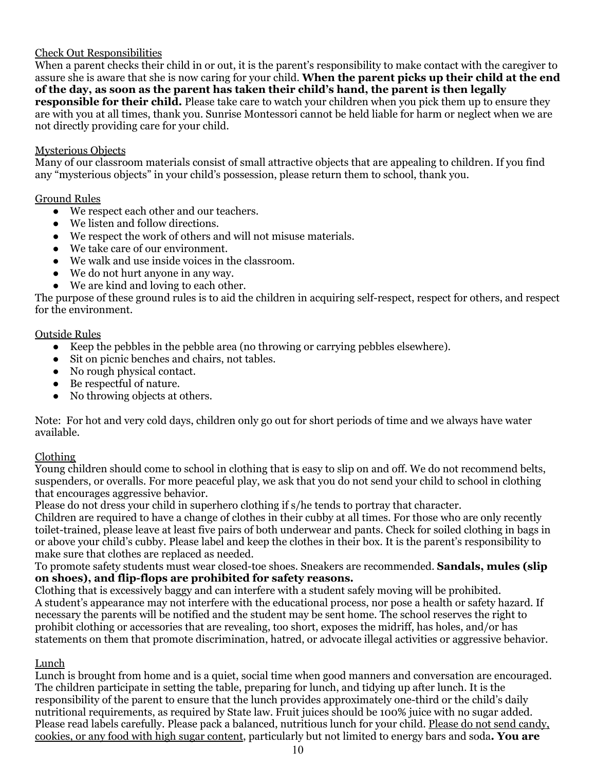Check Out Responsibilities

When a parent checks their child in or out, it is the parent's responsibility to make contact with the caregiver to assure she is aware that she is now caring for your child. **When the parent picks up their child at the end of the day, as soon as the parent has taken their child's hand, the parent is then legally responsible for their child.** Please take care to watch your children when you pick them up to ensure they are with you at all times, thank you. Sunrise Montessori cannot be held liable for harm or neglect when we are not directly providing care for your child.

Mysterious Objects

Many of our classroom materials consist of small attractive objects that are appealing to children. If you find any "mysterious objects" in your child's possession, please return them to school, thank you.

Ground Rules

- We respect each other and our teachers.
- We listen and follow directions.
- We respect the work of others and will not misuse materials.
- We take care of our environment.
- We walk and use inside voices in the classroom.
- We do not hurt anyone in any way.
- We are kind and loving to each other.

The purpose of these ground rules is to aid the children in acquiring self-respect, respect for others, and respect for the environment.

Outside Rules

- Keep the pebbles in the pebble area (no throwing or carrying pebbles elsewhere).
- Sit on picnic benches and chairs, not tables.
- No rough physical contact.
- Be respectful of nature.
- No throwing objects at others.

Note: For hot and very cold days, children only go out for short periods of time and we always have water available.

Clothing

Young children should come to school in clothing that is easy to slip on and off. We do not recommend belts, suspenders, or overalls. For more peaceful play, we ask that you do not send your child to school in clothing that encourages aggressive behavior.

Please do not dress your child in superhero clothing if s/he tends to portray that character.

Children are required to have a change of clothes in their cubby at all times. For those who are only recently toilet-trained, please leave at least five pairs of both underwear and pants. Check for soiled clothing in bags in or above your child's cubby. Please label and keep the clothes in their box. It is the parent's responsibility to make sure that clothes are replaced as needed.

To promote safety students must wear closed-toe shoes. Sneakers are recommended. **Sandals, mules (slip on shoes), and flip-flops are prohibited for safety reasons.**

Clothing that is excessively baggy and can interfere with a student safely moving will be prohibited.

A student's appearance may not interfere with the educational process, nor pose a health or safety hazard. If necessary the parents will be notified and the student may be sent home. The school reserves the right to prohibit clothing or accessories that are revealing, too short, exposes the midriff, has holes, and/or has statements on them that promote discrimination, hatred, or advocate illegal activities or aggressive behavior.

Lunch

Lunch is brought from home and is a quiet, social time when good manners and conversation are encouraged. The children participate in setting the table, preparing for lunch, and tidying up after lunch. It is the responsibility of the parent to ensure that the lunch provides approximately one-third or the child's daily nutritional requirements, as required by State law. Fruit juices should be 100% juice with no sugar added. Please read labels carefully. Please pack a balanced, nutritious lunch for your child. Please do not send candy, cookies, or any food with high sugar content, particularly but not limited to energy bars and soda**. You are**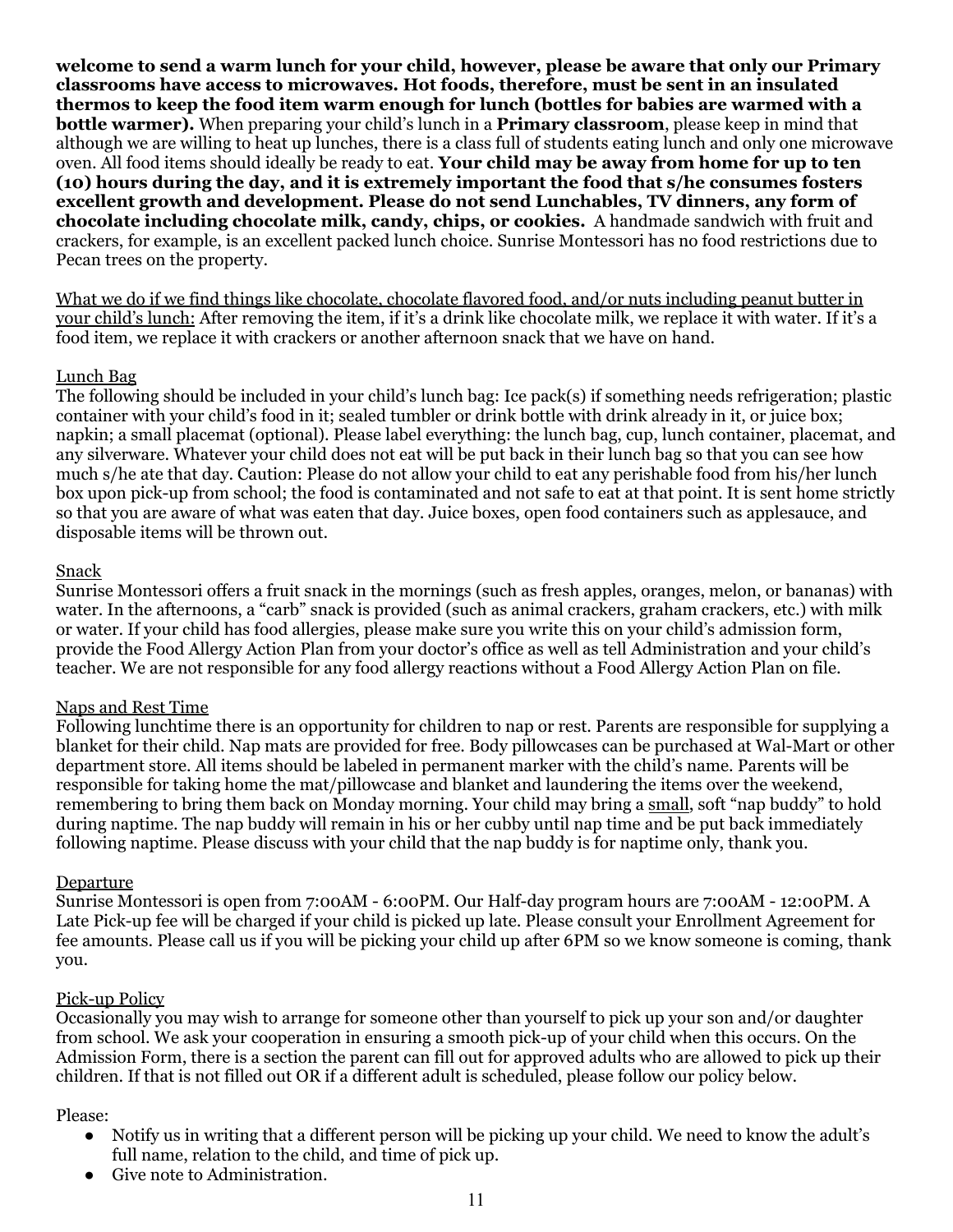**welcome to send a warm lunch for your child, however, please be aware that only our Primary classrooms have access to microwaves. Hot foods, therefore, must be sent in an insulated thermos to keep the food item warm enough for lunch (bottles for babies are warmed with a bottle warmer).** When preparing your child's lunch in a **Primary classroom**, please keep in mind that although we are willing to heat up lunches, there is a class full of students eating lunch and only one microwave oven. All food items should ideally be ready to eat. **Your child may be away from home for up to ten (10) hours during the day, and it is extremely important the food that s/he consumes fosters excellent growth and development. Please do not send Lunchables, TV dinners, any form of chocolate including chocolate milk, candy, chips, or cookies.** A handmade sandwich with fruit and crackers, for example, is an excellent packed lunch choice. Sunrise Montessori has no food restrictions due to Pecan trees on the property.

<u>What we do if we find things like chocolate, chocolate flavored food, and/or nuts including peanut butter in your child's lunch:</u> After removing the item, if it's a drink like chocolate milk, we replace it with water. If it's a food item, we replace it with crackers or another afternoon snack that we have on hand.

## Lunch Bag

The following should be included in your child's lunch bag: Ice pack(s) if something needs refrigeration; plastic container with your child's food in it; sealed tumbler or drink bottle with drink already in it, or juice box; napkin; a small placemat (optional). Please label everything: the lunch bag, cup, lunch container, placemat, and any silverware. Whatever your child does not eat will be put back in their lunch bag so that you can see how much s/he ate that day. Caution: Please do not allow your child to eat any perishable food from his/her lunch box upon pick-up from school; the food is contaminated and not safe to eat at that point. It is sent home strictly so that you are aware of what was eaten that day. Juice boxes, open food containers such as applesauce, and disposable items will be thrown out.

## Snack

Sunrise Montessori offers a fruit snack in the mornings (such as fresh apples, oranges, melon, or bananas) with water. In the afternoons, a "carb" snack is provided (such as animal crackers, graham crackers, etc.) with milk or water. If your child has food allergies, please make sure you write this on your child's admission form, provide the Food Allergy Action Plan from your doctor's office as well as tell Administration and your child's teacher. We are not responsible for any food allergy reactions without a Food Allergy Action Plan on file.

## Naps and Rest Time

Following lunchtime there is an opportunity for children to nap or rest. Parents are responsible for supplying a blanket for their child. Nap mats are provided for free. Body pillowcases can be purchased at Wal-Mart or other department store. All items should be labeled in permanent marker with the child's name. Parents will be responsible for taking home the mat/pillowcase and blanket and laundering the items over the weekend, remembering to bring them back on Monday morning. Your child may bring a <u>small</u>, soft "nap buddy" to hold during naptime. The nap buddy will remain in his or her cubby until nap time and be put back immediately following naptime. Please discuss with your child that the nap buddy is for naptime only, thank you.

## Departure

Sunrise Montessori is open from 7:00AM - 6:00PM. Our Half-day program hours are 7:00AM - 12:00PM. A Late Pick-up fee will be charged if your child is picked up late. Please consult your Enrollment Agreement for fee amounts. Please call us if you will be picking your child up after 6PM so we know someone is coming, thank you.

## Pick-up Policy

Occasionally you may wish to arrange for someone other than yourself to pick up your son and/or daughter from school. We ask your cooperation in ensuring a smooth pick-up of your child when this occurs. On the Admission Form, there is a section the parent can fill out for approved adults who are allowed to pick up their children. If that is not filled out OR if a different adult is scheduled, please follow our policy below.

Please:

- Notify us in writing that a different person will be picking up your child. We need to know the adult's full name, relation to the child, and time of pick up.
- Give note to Administration.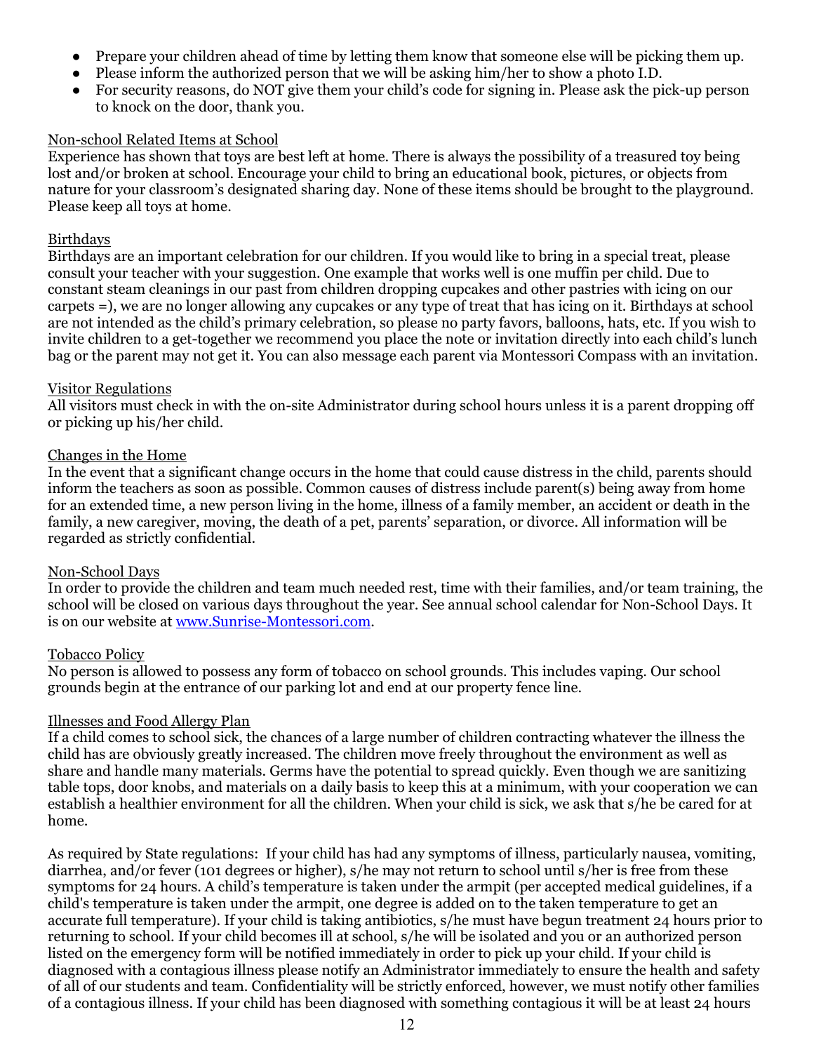- Prepare your children ahead of time by letting them know that someone else will be picking them up.
- Please inform the authorized person that we will be asking him/her to show a photo I.D.
- For security reasons, do NOT give them your child's code for signing in. Please ask the pick-up person to knock on the door, thank you.

<u>Non-school Related Items at School</u>

Experience has shown that toys are best left at home. There is always the possibility of a treasured toy being lost and/or broken at school. Encourage your child to bring an educational book, pictures, or objects from nature for your classroom's designated sharing day. None of these items should be brought to the playground. Please keep all toys at home.

<u>Birthdays</u>

Birthdays are an important celebration for our children. If you would like to bring in a special treat, please consult your teacher with your suggestion. One example that works well is one muffin per child. Due to constant steam cleanings in our past from children dropping cupcakes and other pastries with icing on our carpets =), we are no longer allowing any cupcakes or any type of treat that has icing on it. Birthdays at school are not intended as the child's primary celebration, so please no party favors, balloons, hats, etc. If you wish to invite children to a get-together we recommend you place the note or invitation directly into each child's lunch bag or the parent may not get it. You can also message each parent via Montessori Compass with an invitation.

<u>Visitor Regulations</u>

All visitors must check in with the on-site Administrator during school hours unless it is a parent dropping off or picking up his/her child.

<u>Changes in the Home</u>

In the event that a significant change occurs in the home that could cause distress in the child, parents should inform the teachers as soon as possible. Common causes of distress include parent(s) being away from home for an extended time, a new person living in the home, illness of a family member, an accident or death in the family, a new caregiver, moving, the death of a pet, parents' separation, or divorce. All information will be regarded as strictly confidential.

<u>Non-School Days</u>

In order to provide the children and team much needed rest, time with their families, and/or team training, the school will be closed on various days throughout the year. See annual school calendar for Non-School Days. It is on our website at [www.Sunrise-Montessori.com](http://www.Sunrise-Montessori.com).

<u>Tobacco Policy</u>

No person is allowed to possess any form of tobacco on school grounds. This includes vaping. Our school grounds begin at the entrance of our parking lot and end at our property fence line.

<u>Illnesses and Food Allergy Plan</u>

If a child comes to school sick, the chances of a large number of children contracting whatever the illness the child has are obviously greatly increased. The children move freely throughout the environment as well as share and handle many materials. Germs have the potential to spread quickly. Even though we are sanitizing table tops, door knobs, and materials on a daily basis to keep this at a minimum, with your cooperation we can establish a healthier environment for all the children. When your child is sick, we ask that s/he be cared for at home.

As required by State regulations: If your child has had any symptoms of illness, particularly nausea, vomiting, diarrhea, and/or fever (101 degrees or higher), s/he may not return to school until s/her is free from these symptoms for 24 hours. A child's temperature is taken under the armpit (per accepted medical guidelines, if a child's temperature is taken under the armpit, one degree is added on to the taken temperature to get an accurate full temperature). If your child is taking antibiotics, s/he must have begun treatment 24 hours prior to returning to school. If your child becomes ill at school, s/he will be isolated and you or an authorized person listed on the emergency form will be notified immediately in order to pick up your child. If your child is diagnosed with a contagious illness please notify an Administrator immediately to ensure the health and safety of all of our students and team. Confidentiality will be strictly enforced, however, we must notify other families of a contagious illness. If your child has been diagnosed with something contagious it will be at least 24 hours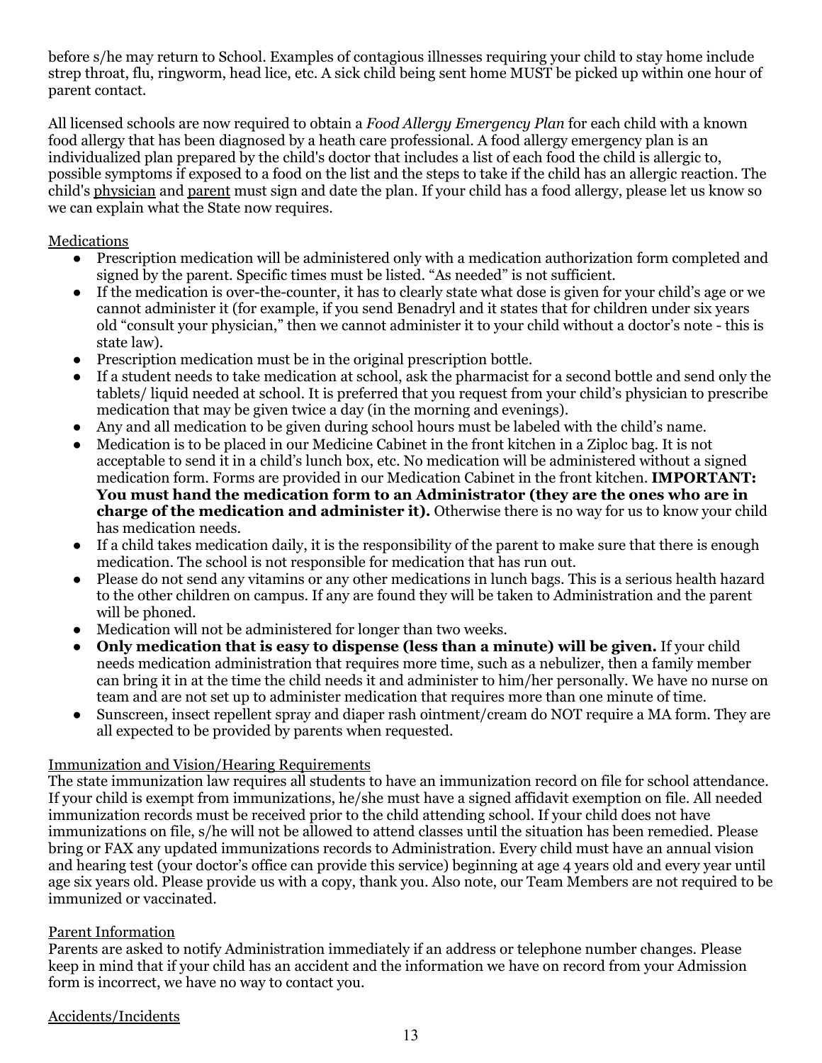before s/he may return to School. Examples of contagious illnesses requiring your child to stay home include strep throat, flu, ringworm, head lice, etc. A sick child being sent home MUST be picked up within one hour of parent contact.

All licensed schools are now required to obtain a *Food Allergy Emergency Plan* for each child with a known food allergy that has been diagnosed by a heath care professional. A food allergy emergency plan is an individualized plan prepared by the child's doctor that includes a list of each food the child is allergic to, possible symptoms if exposed to a food on the list and the steps to take if the child has an allergic reaction. The child's physician and parent must sign and date the plan. If your child has a food allergy, please let us know so we can explain what the State now requires.

## Medications

- Prescription medication will be administered only with a medication authorization form completed and signed by the parent. Specific times must be listed. "As needed" is not sufficient.
- If the medication is over-the-counter, it has to clearly state what dose is given for your child's age or we cannot administer it (for example, if you send Benadryl and it states that for children under six years old "consult your physician," then we cannot administer it to your child without a doctor's note - this is state law).
- Prescription medication must be in the original prescription bottle.
- If a student needs to take medication at school, ask the pharmacist for a second bottle and send only the tablets/ liquid needed at school. It is preferred that you request from your child's physician to prescribe medication that may be given twice a day (in the morning and evenings).
- Any and all medication to be given during school hours must be labeled with the child's name.
- Medication is to be placed in our Medicine Cabinet in the front kitchen in a Ziploc bag. It is not acceptable to send it in a child's lunch box, etc. No medication will be administered without a signed medication form. Forms are provided in our Medication Cabinet in the front kitchen. **IMPORTANT: You must hand the medication form to an Administrator (they are the ones who are in charge of the medication and administer it).** Otherwise there is no way for us to know your child has medication needs.
- If a child takes medication daily, it is the responsibility of the parent to make sure that there is enough medication. The school is not responsible for medication that has run out.
- Please do not send any vitamins or any other medications in lunch bags. This is a serious health hazard to the other children on campus. If any are found they will be taken to Administration and the parent will be phoned.
- Medication will not be administered for longer than two weeks.
- **Only medication that is easy to dispense (less than a minute) will be given.** If your child needs medication administration that requires more time, such as a nebulizer, then a family member can bring it in at the time the child needs it and administer to him/her personally. We have no nurse on team and are not set up to administer medication that requires more than one minute of time.
- Sunscreen, insect repellent spray and diaper rash ointment/cream do NOT require a MA form. They are all expected to be provided by parents when requested.

## Immunization and Vision/Hearing Requirements

The state immunization law requires all students to have an immunization record on file for school attendance. If your child is exempt from immunizations, he/she must have a signed affidavit exemption on file. All needed immunization records must be received prior to the child attending school. If your child does not have immunizations on file, s/he will not be allowed to attend classes until the situation has been remedied. Please bring or FAX any updated immunizations records to Administration. Every child must have an annual vision and hearing test (your doctor's office can provide this service) beginning at age 4 years old and every year until age six years old. Please provide us with a copy, thank you. Also note, our Team Members are not required to be immunized or vaccinated.

## Parent Information

Parents are asked to notify Administration immediately if an address or telephone number changes. Please keep in mind that if your child has an accident and the information we have on record from your Admission form is incorrect, we have no way to contact you.

## Accidents/Incidents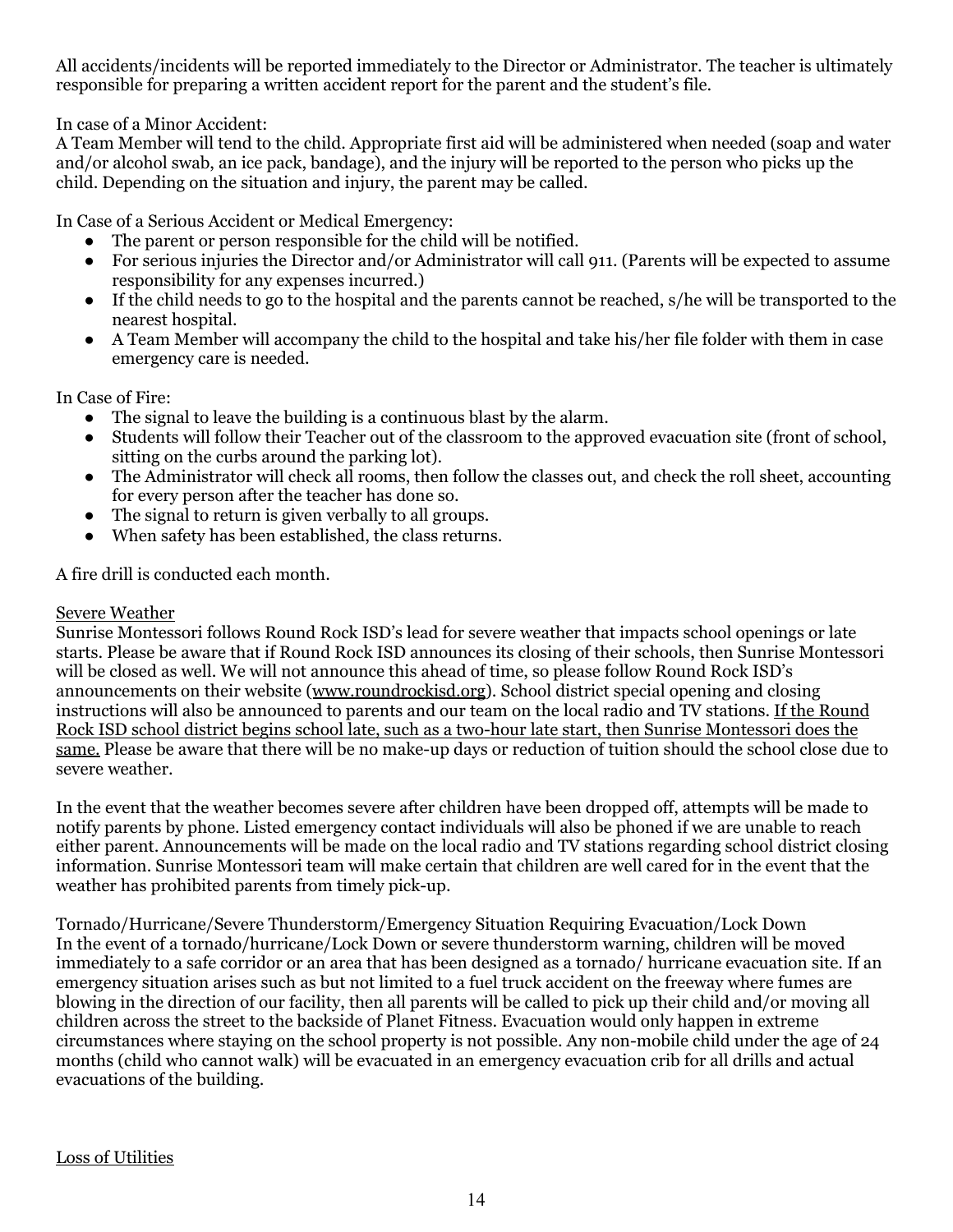All accidents/incidents will be reported immediately to the Director or Administrator. The teacher is ultimately responsible for preparing a written accident report for the parent and the student's file.

In case of a Minor Accident:
A Team Member will tend to the child. Appropriate first aid will be administered when needed (soap and water and/or alcohol swab, an ice pack, bandage), and the injury will be reported to the person who picks up the child. Depending on the situation and injury, the parent may be called.

In Case of a Serious Accident or Medical Emergency:

- The parent or person responsible for the child will be notified.
- For serious injuries the Director and/or Administrator will call 911. (Parents will be expected to assume responsibility for any expenses incurred.)
- If the child needs to go to the hospital and the parents cannot be reached, s/he will be transported to the nearest hospital.
- A Team Member will accompany the child to the hospital and take his/her file folder with them in case emergency care is needed.

In Case of Fire:

- The signal to leave the building is a continuous blast by the alarm.
- Students will follow their Teacher out of the classroom to the approved evacuation site (front of school, sitting on the curbs around the parking lot).
- The Administrator will check all rooms, then follow the classes out, and check the roll sheet, accounting for every person after the teacher has done so.
- The signal to return is given verbally to all groups.
- When safety has been established, the class returns.

A fire drill is conducted each month.

<u>Severe Weather</u>

Sunrise Montessori follows Round Rock ISD's lead for severe weather that impacts school openings or late starts. Please be aware that if Round Rock ISD announces its closing of their schools, then Sunrise Montessori will be closed as well. We will not announce this ahead of time, so please follow Round Rock ISD's announcements on their website (www.roundrockisd.org). School district special opening and closing instructions will also be announced to parents and our team on the local radio and TV stations. <u>If the Round Rock ISD school district begins school late, such as a two-hour late start, then Sunrise Montessori does the same.</u> Please be aware that there will be no make-up days or reduction of tuition should the school close due to severe weather.

In the event that the weather becomes severe after children have been dropped off, attempts will be made to notify parents by phone. Listed emergency contact individuals will also be phoned if we are unable to reach either parent. Announcements will be made on the local radio and TV stations regarding school district closing information. Sunrise Montessori team will make certain that children are well cared for in the event that the weather has prohibited parents from timely pick-up.

Tornado/Hurricane/Severe Thunderstorm/Emergency Situation Requiring Evacuation/Lock Down
In the event of a tornado/hurricane/Lock Down or severe thunderstorm warning, children will be moved immediately to a safe corridor or an area that has been designed as a tornado/ hurricane evacuation site. If an emergency situation arises such as but not limited to a fuel truck accident on the freeway where fumes are blowing in the direction of our facility, then all parents will be called to pick up their child and/or moving all children across the street to the backside of Planet Fitness. Evacuation would only happen in extreme circumstances where staying on the school property is not possible. Any non-mobile child under the age of 24 months (child who cannot walk) will be evacuated in an emergency evacuation crib for all drills and actual evacuations of the building.

<u>Loss of Utilities</u>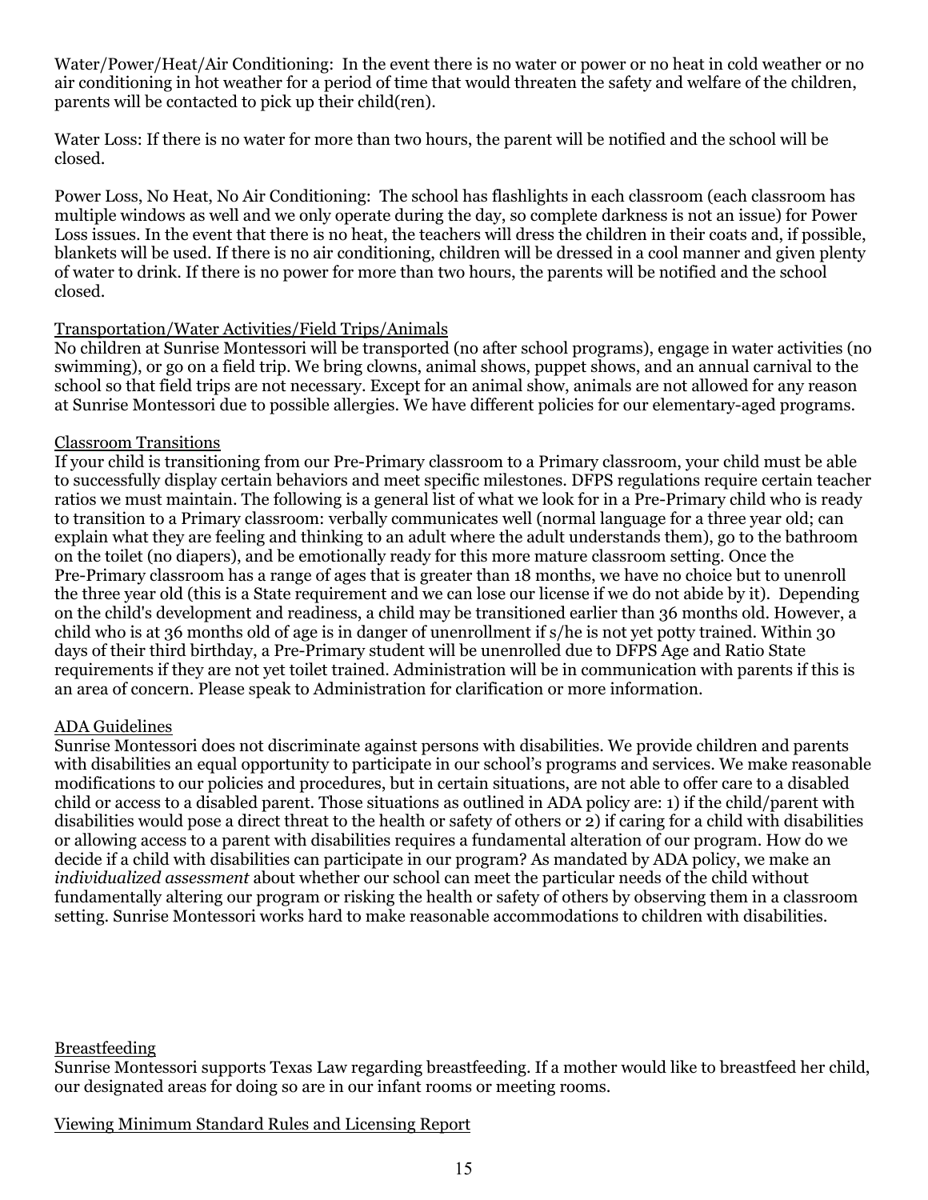Water/Power/Heat/Air Conditioning: In the event there is no water or power or no heat in cold weather or no air conditioning in hot weather for a period of time that would threaten the safety and welfare of the children, parents will be contacted to pick up their child(ren).

Water Loss: If there is no water for more than two hours, the parent will be notified and the school will be closed.

Power Loss, No Heat, No Air Conditioning: The school has flashlights in each classroom (each classroom has multiple windows as well and we only operate during the day, so complete darkness is not an issue) for Power Loss issues. In the event that there is no heat, the teachers will dress the children in their coats and, if possible, blankets will be used. If there is no air conditioning, children will be dressed in a cool manner and given plenty of water to drink. If there is no power for more than two hours, the parents will be notified and the school closed.

Transportation/Water Activities/Field Trips/Animals

No children at Sunrise Montessori will be transported (no after school programs), engage in water activities (no swimming), or go on a field trip. We bring clowns, animal shows, puppet shows, and an annual carnival to the school so that field trips are not necessary. Except for an animal show, animals are not allowed for any reason at Sunrise Montessori due to possible allergies. We have different policies for our elementary-aged programs.

Classroom Transitions

If your child is transitioning from our Pre-Primary classroom to a Primary classroom, your child must be able to successfully display certain behaviors and meet specific milestones. DFPS regulations require certain teacher ratios we must maintain. The following is a general list of what we look for in a Pre-Primary child who is ready to transition to a Primary classroom: verbally communicates well (normal language for a three year old; can explain what they are feeling and thinking to an adult where the adult understands them), go to the bathroom on the toilet (no diapers), and be emotionally ready for this more mature classroom setting. Once the Pre-Primary classroom has a range of ages that is greater than 18 months, we have no choice but to unenroll the three year old (this is a State requirement and we can lose our license if we do not abide by it). Depending on the child's development and readiness, a child may be transitioned earlier than 36 months old. However, a child who is at 36 months old of age is in danger of unenrollment if s/he is not yet potty trained. Within 30 days of their third birthday, a Pre-Primary student will be unenrolled due to DFPS Age and Ratio State requirements if they are not yet toilet trained. Administration will be in communication with parents if this is an area of concern. Please speak to Administration for clarification or more information.

ADA Guidelines

Sunrise Montessori does not discriminate against persons with disabilities. We provide children and parents with disabilities an equal opportunity to participate in our school's programs and services. We make reasonable modifications to our policies and procedures, but in certain situations, are not able to offer care to a disabled child or access to a disabled parent. Those situations as outlined in ADA policy are: 1) if the child/parent with disabilities would pose a direct threat to the health or safety of others or 2) if caring for a child with disabilities or allowing access to a parent with disabilities requires a fundamental alteration of our program. How do we decide if a child with disabilities can participate in our program? As mandated by ADA policy, we make an *individualized assessment* about whether our school can meet the particular needs of the child without fundamentally altering our program or risking the health or safety of others by observing them in a classroom setting. Sunrise Montessori works hard to make reasonable accommodations to children with disabilities.

Breastfeeding

Sunrise Montessori supports Texas Law regarding breastfeeding. If a mother would like to breastfeed her child, our designated areas for doing so are in our infant rooms or meeting rooms.

Viewing Minimum Standard Rules and Licensing Report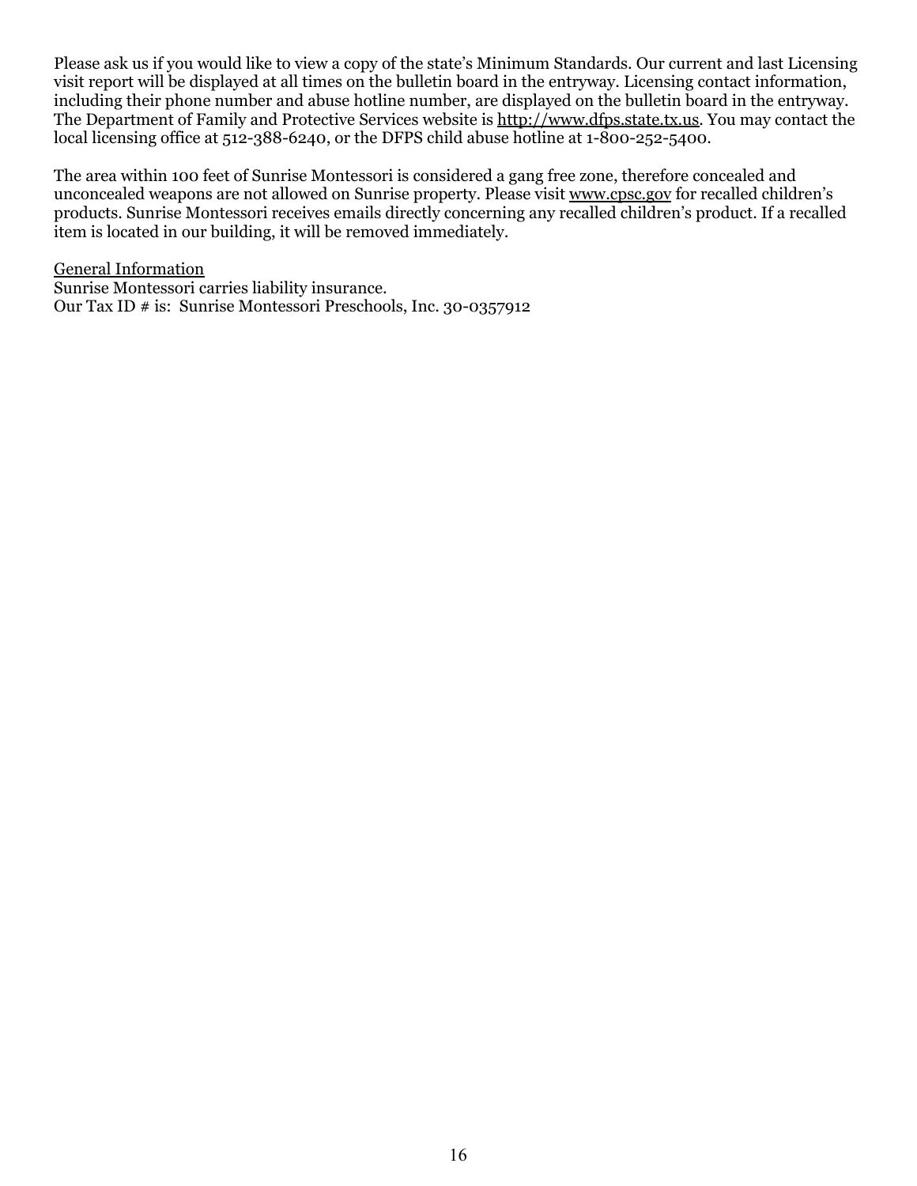Please ask us if you would like to view a copy of the state's Minimum Standards. Our current and last Licensing visit report will be displayed at all times on the bulletin board in the entryway. Licensing contact information, including their phone number and abuse hotline number, are displayed on the bulletin board in the entryway. The Department of Family and Protective Services website is http://www.dfps.state.tx.us. You may contact the local licensing office at 512-388-6240, or the DFPS child abuse hotline at 1-800-252-5400.

The area within 100 feet of Sunrise Montessori is considered a gang free zone, therefore concealed and unconcealed weapons are not allowed on Sunrise property. Please visit www.cpsc.gov for recalled children's products. Sunrise Montessori receives emails directly concerning any recalled children's product. If a recalled item is located in our building, it will be removed immediately.

General Information

Sunrise Montessori carries liability insurance.
Our Tax ID # is: Sunrise Montessori Preschools, Inc. 30-0357912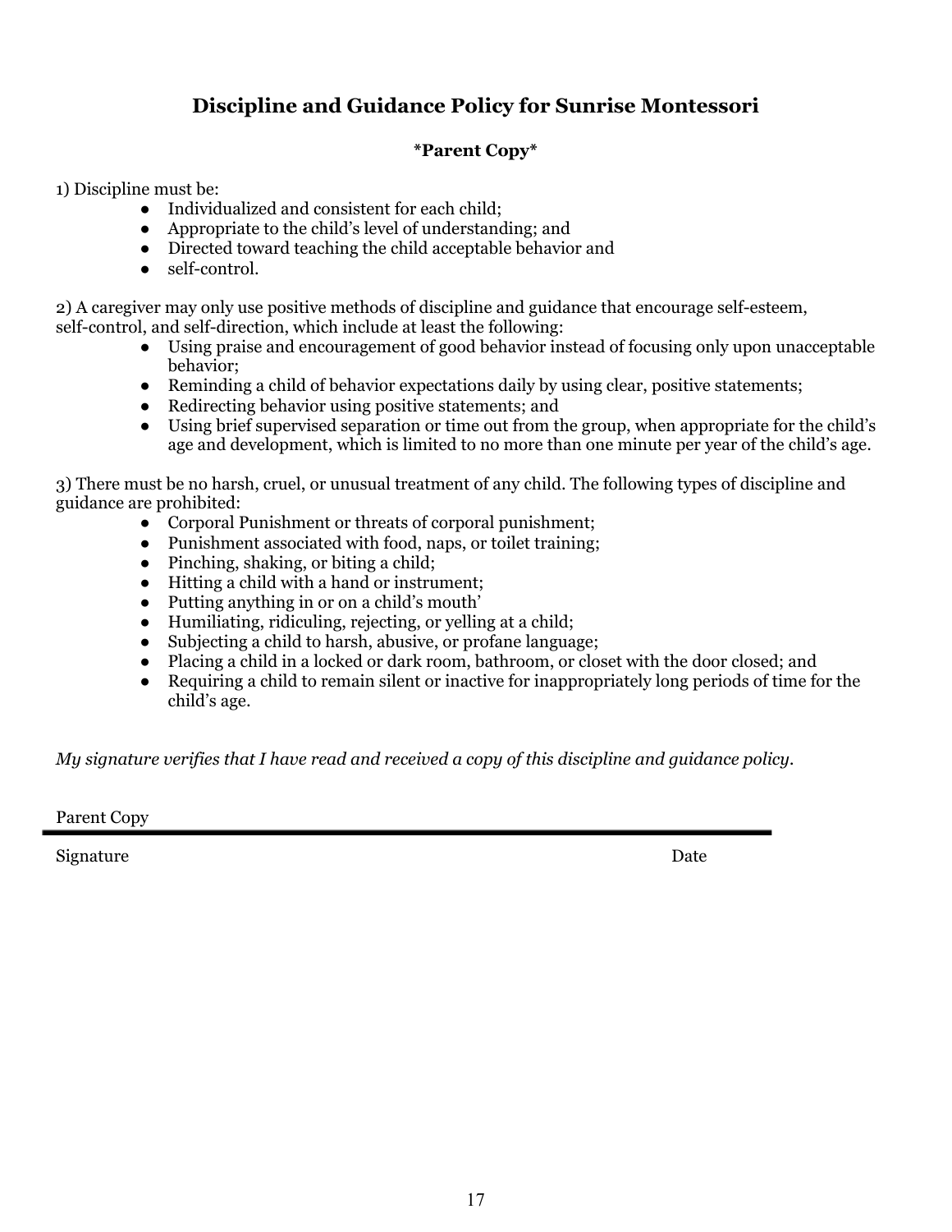## Discipline and Guidance Policy for Sunrise Montessori

**\*Parent Copy\***

1) Discipline must be:

- Individualized and consistent for each child;
- Appropriate to the child's level of understanding; and
- Directed toward teaching the child acceptable behavior and
- self-control.

2) A caregiver may only use positive methods of discipline and guidance that encourage self-esteem, self-control, and self-direction, which include at least the following:

- Using praise and encouragement of good behavior instead of focusing only upon unacceptable behavior;
- Reminding a child of behavior expectations daily by using clear, positive statements;
- Redirecting behavior using positive statements; and
- Using brief supervised separation or time out from the group, when appropriate for the child's age and development, which is limited to no more than one minute per year of the child's age.

3) There must be no harsh, cruel, or unusual treatment of any child. The following types of discipline and guidance are prohibited:

- Corporal Punishment or threats of corporal punishment;
- Punishment associated with food, naps, or toilet training;
- Pinching, shaking, or biting a child;
- Hitting a child with a hand or instrument;
- Putting anything in or on a child's mouth'
- Humiliating, ridiculing, rejecting, or yelling at a child;
- Subjecting a child to harsh, abusive, or profane language;
- Placing a child in a locked or dark room, bathroom, or closet with the door closed; and
- Requiring a child to remain silent or inactive for inappropriately long periods of time for the child's age.

*My signature verifies that I have read and received a copy of this discipline and guidance policy.*

Parent Copy

---

Signature Date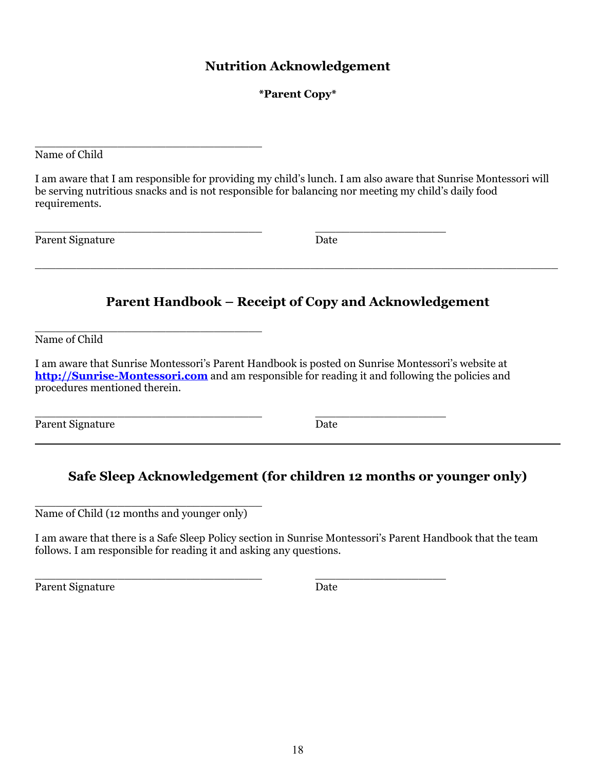## Nutrition Acknowledgement

**\*Parent Copy\***

\_\_\_\_\_\_\_\_\_\_\_\_\_\_\_\_\_\_\_\_\_\_\_\_\_\_\_\_\_\_\_\_\_\_\_
Name of Child

I am aware that I am responsible for providing my child's lunch. I am also aware that Sunrise Montessori will be serving nutritious snacks and is not responsible for balancing nor meeting my child's daily food requirements.

\_\_\_\_\_\_\_\_\_\_\_\_\_\_\_\_\_\_\_\_\_\_\_\_\_\_\_\_\_\_\_\_\_\_\_ \_\_\_\_\_\_\_\_\_\_\_\_\_\_\_\_\_\_\_\_
Parent Signature Date

---

## Parent Handbook – Receipt of Copy and Acknowledgement

\_\_\_\_\_\_\_\_\_\_\_\_\_\_\_\_\_\_\_\_\_\_\_\_\_\_\_\_\_\_\_\_\_\_\_
Name of Child

I am aware that Sunrise Montessori's Parent Handbook is posted on Sunrise Montessori's website at **http://Sunrise-Montessori.com** and am responsible for reading it and following the policies and procedures mentioned therein.

\_\_\_\_\_\_\_\_\_\_\_\_\_\_\_\_\_\_\_\_\_\_\_\_\_\_\_\_\_\_\_\_\_\_\_ \_\_\_\_\_\_\_\_\_\_\_\_\_\_\_\_\_\_\_\_
Parent Signature Date

---

## Safe Sleep Acknowledgement (for children 12 months or younger only)

\_\_\_\_\_\_\_\_\_\_\_\_\_\_\_\_\_\_\_\_\_\_\_\_\_\_\_\_\_\_\_\_\_\_\_
Name of Child (12 months and younger only)

I am aware that there is a Safe Sleep Policy section in Sunrise Montessori's Parent Handbook that the team follows. I am responsible for reading it and asking any questions.

\_\_\_\_\_\_\_\_\_\_\_\_\_\_\_\_\_\_\_\_\_\_\_\_\_\_\_\_\_\_\_\_\_\_\_ \_\_\_\_\_\_\_\_\_\_\_\_\_\_\_\_\_\_\_\_
Parent Signature Date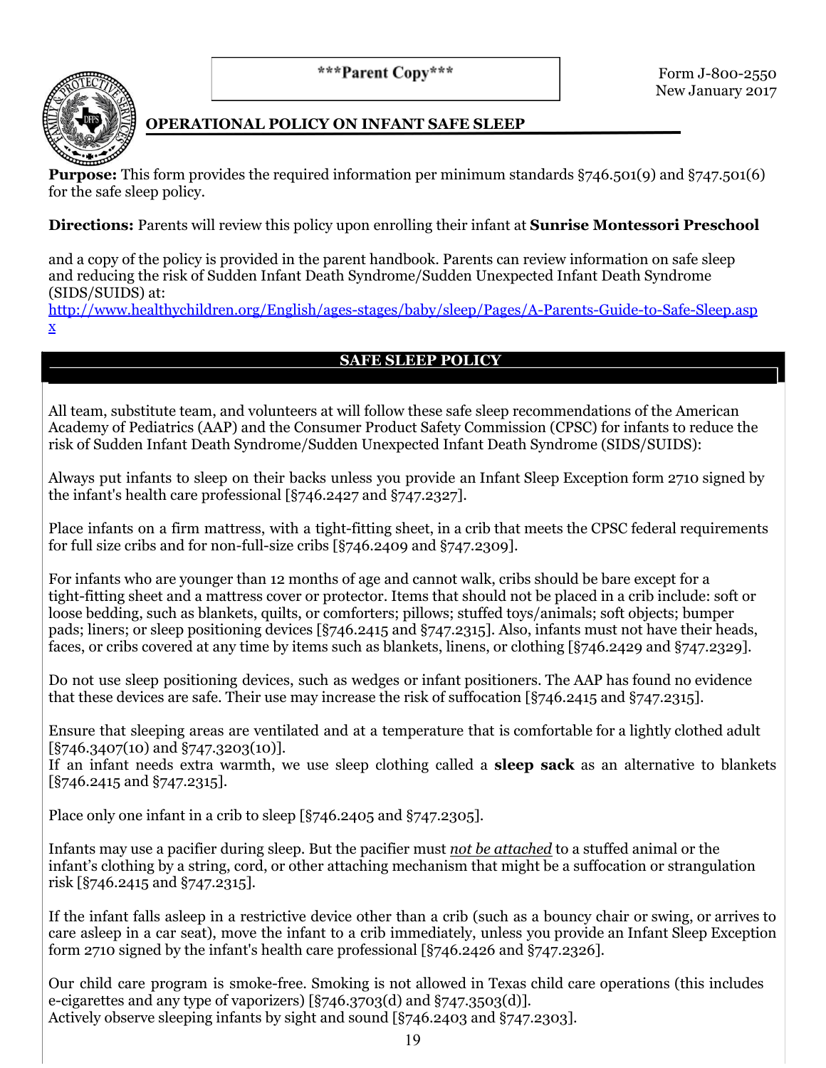***Parent Copy***

Form J-800-2550
New January 2017

## OPERATIONAL POLICY ON INFANT SAFE SLEEP

**Purpose:** This form provides the required information per minimum standards §746.501(9) and §747.501(6) for the safe sleep policy.

**Directions:** Parents will review this policy upon enrolling their infant at **Sunrise Montessori Preschool**

and a copy of the policy is provided in the parent handbook. Parents can review information on safe sleep and reducing the risk of Sudden Infant Death Syndrome/Sudden Unexpected Infant Death Syndrome (SIDS/SUIDS) at:
http://www.healthychildren.org/English/ages-stages/baby/sleep/Pages/A-Parents-Guide-to-Safe-Sleep.aspx

## SAFE SLEEP POLICY

All team, substitute team, and volunteers at will follow these safe sleep recommendations of the American Academy of Pediatrics (AAP) and the Consumer Product Safety Commission (CPSC) for infants to reduce the risk of Sudden Infant Death Syndrome/Sudden Unexpected Infant Death Syndrome (SIDS/SUIDS):

Always put infants to sleep on their backs unless you provide an Infant Sleep Exception form 2710 signed by the infant's health care professional [§746.2427 and §747.2327].

Place infants on a firm mattress, with a tight-fitting sheet, in a crib that meets the CPSC federal requirements for full size cribs and for non-full-size cribs [§746.2409 and §747.2309].

For infants who are younger than 12 months of age and cannot walk, cribs should be bare except for a tight-fitting sheet and a mattress cover or protector. Items that should not be placed in a crib include: soft or loose bedding, such as blankets, quilts, or comforters; pillows; stuffed toys/animals; soft objects; bumper pads; liners; or sleep positioning devices [§746.2415 and §747.2315]. Also, infants must not have their heads, faces, or cribs covered at any time by items such as blankets, linens, or clothing [§746.2429 and §747.2329].

Do not use sleep positioning devices, such as wedges or infant positioners. The AAP has found no evidence that these devices are safe. Their use may increase the risk of suffocation [§746.2415 and §747.2315].

Ensure that sleeping areas are ventilated and at a temperature that is comfortable for a lightly clothed adult [§746.3407(10) and §747.3203(10)].
If an infant needs extra warmth, we use sleep clothing called a **sleep sack** as an alternative to blankets [§746.2415 and §747.2315].

Place only one infant in a crib to sleep [§746.2405 and §747.2305].

Infants may use a pacifier during sleep. But the pacifier must ***not be attached*** to a stuffed animal or the infant's clothing by a string, cord, or other attaching mechanism that might be a suffocation or strangulation risk [§746.2415 and §747.2315].

If the infant falls asleep in a restrictive device other than a crib (such as a bouncy chair or swing, or arrives to care asleep in a car seat), move the infant to a crib immediately, unless you provide an Infant Sleep Exception form 2710 signed by the infant's health care professional [§746.2426 and §747.2326].

Our child care program is smoke-free. Smoking is not allowed in Texas child care operations (this includes e-cigarettes and any type of vaporizers) [§746.3703(d) and §747.3503(d)].
Actively observe sleeping infants by sight and sound [§746.2403 and §747.2303].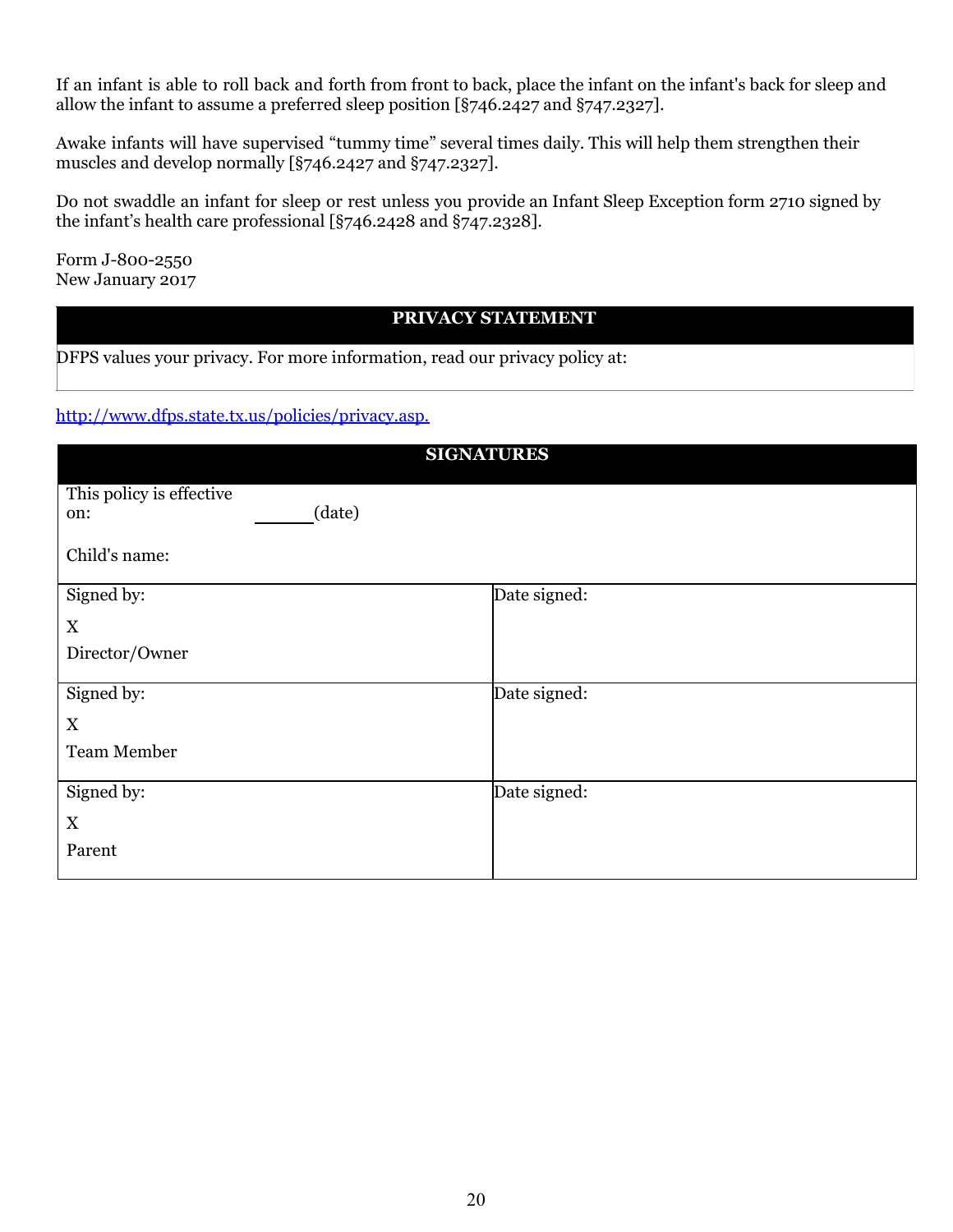If an infant is able to roll back and forth from front to back, place the infant on the infant's back for sleep and allow the infant to assume a preferred sleep position [§746.2427 and §747.2327].

Awake infants will have supervised "tummy time" several times daily. This will help them strengthen their muscles and develop normally [§746.2427 and §747.2327].

Do not swaddle an infant for sleep or rest unless you provide an Infant Sleep Exception form 2710 signed by the infant's health care professional [§746.2428 and §747.2328].

Form J-800-2550
New January 2017

## PRIVACY STATEMENT

DFPS values your privacy. For more information, read our privacy policy at:

http://www.dfps.state.tx.us/policies/privacy.asp.

## SIGNATURES

This policy is effective on: ______(date)

Child's name:

| | |
|---|---|
| Signed by:<br>X<br>Director/Owner | Date signed: |
| Signed by:<br>X<br>Team Member | Date signed: |
| Signed by:<br>X<br>Parent | Date signed: |